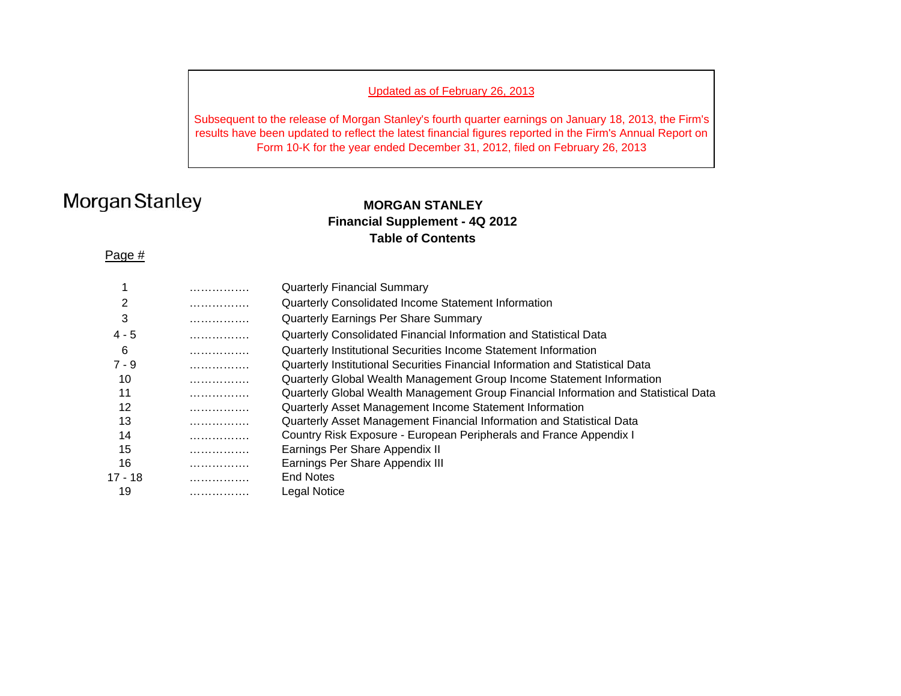Updated as of February 26, 2013

Subsequent to the release of Morgan Stanley's fourth quarter earnings on January 18, 2013, the Firm's results have been updated to reflect the latest financial figures reported in the Firm's Annual Report on Form 10-K for the year ended December 31, 2012, filed on February 26, 2013

Morgan Stanley

# MORGAN STANLEY
## Financial Supplement - 4Q 2012
## Table of Contents

| Page # | | |
|---|---|---|
| 1 | ……………. | Quarterly Financial Summary |
| 2 | ……………. | Quarterly Consolidated Income Statement Information |
| 3 | ……………. | Quarterly Earnings Per Share Summary |
| 4 - 5 | ……………. | Quarterly Consolidated Financial Information and Statistical Data |
| 6 | ……………. | Quarterly Institutional Securities Income Statement Information |
| 7 - 9 | ……………. | Quarterly Institutional Securities Financial Information and Statistical Data |
| 10 | ……………. | Quarterly Global Wealth Management Group Income Statement Information |
| 11 | ……………. | Quarterly Global Wealth Management Group Financial Information and Statistical Data |
| 12 | ……………. | Quarterly Asset Management Income Statement Information |
| 13 | ……………. | Quarterly Asset Management Financial Information and Statistical Data |
| 14 | ……………. | Country Risk Exposure - European Peripherals and France Appendix I |
| 15 | ……………. | Earnings Per Share Appendix II |
| 16 | ……………. | Earnings Per Share Appendix III |
| 17 - 18 | ……………. | End Notes |
| 19 | ……………. | Legal Notice |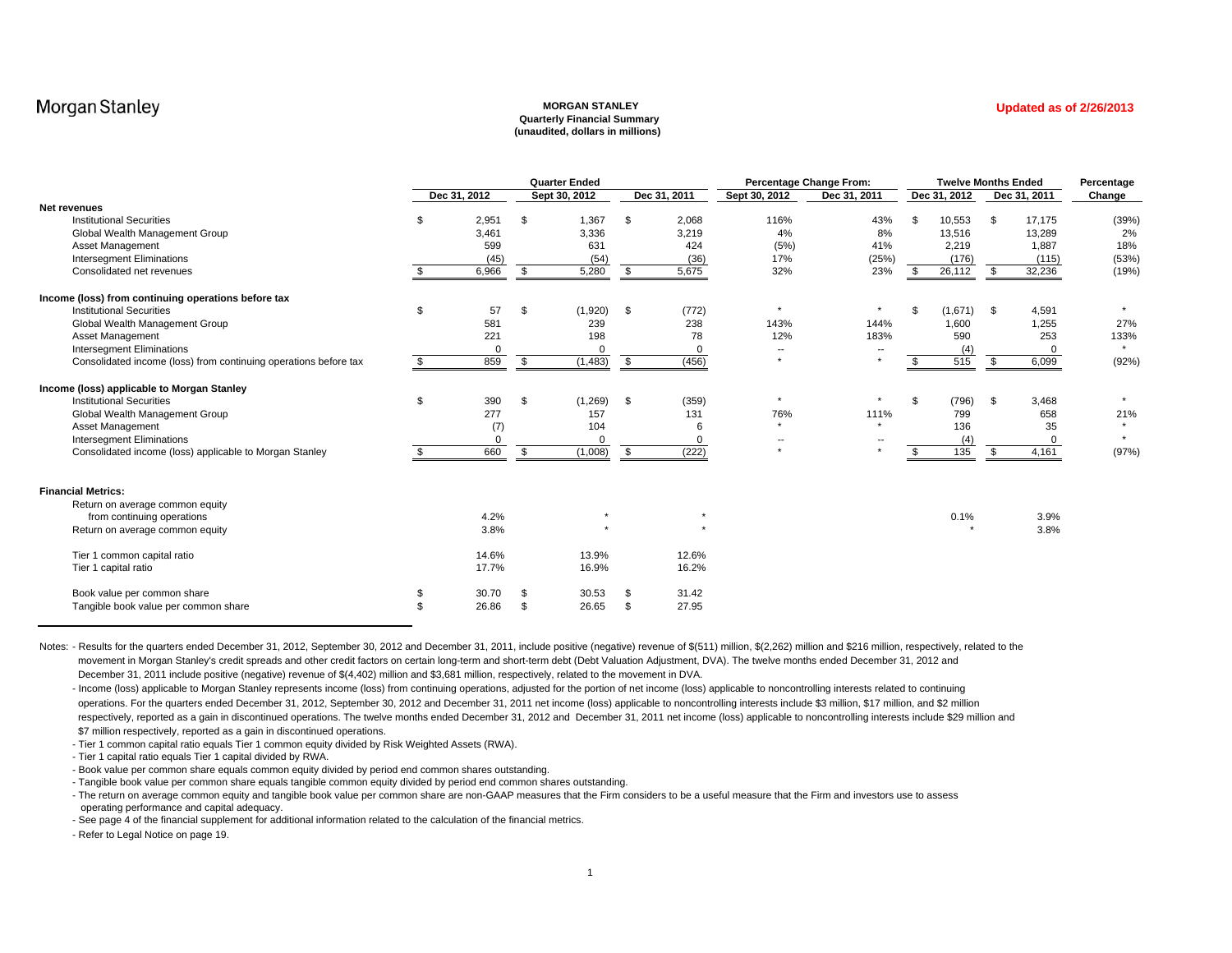Morgan Stanley

**Updated as of 2/26/2013**

**MORGAN STANLEY**
**Quarterly Financial Summary**
**(unaudited, dollars in millions)**

| | Quarter Ended | | | Percentage Change From: | | Twelve Months Ended | | Percentage |
|---|---|---|---|---|---|---|---|---|
| | Dec 31, 2012 | Sept 30, 2012 | Dec 31, 2011 | Sept 30, 2012 | Dec 31, 2011 | Dec 31, 2012 | Dec 31, 2011 | Change |
| **Net revenues** | | | | | | | | |
| Institutional Securities | $ 2,951 | $ 1,367 | $ 2,068 | 116% | 43% | $ 10,553 | $ 17,175 | (39%) |
| Global Wealth Management Group | 3,461 | 3,336 | 3,219 | 4% | 8% | 13,516 | 13,289 | 2% |
| Asset Management | 599 | 631 | 424 | (5%) | 41% | 2,219 | 1,887 | 18% |
| Intersegment Eliminations | (45) | (54) | (36) | 17% | (25%) | (176) | (115) | (53%) |
| Consolidated net revenues | $ 6,966 | $ 5,280 | $ 5,675 | 32% | 23% | $ 26,112 | $ 32,236 | (19%) |
| **Income (loss) from continuing operations before tax** | | | | | | | | |
| Institutional Securities | $ 57 | $ (1,920) | $ (772) | * | * | $ (1,671) | $ 4,591 | * |
| Global Wealth Management Group | 581 | 239 | 238 | 143% | 144% | 1,600 | 1,255 | 27% |
| Asset Management | 221 | 198 | 78 | 12% | 183% | 590 | 253 | 133% |
| Intersegment Eliminations | 0 | 0 | 0 | -- | -- | (4) | 0 | * |
| Consolidated income (loss) from continuing operations before tax | $ 859 | $ (1,483) | $ (456) | * | * | $ 515 | $ 6,099 | (92%) |
| **Income (loss) applicable to Morgan Stanley** | | | | | | | | |
| Institutional Securities | $ 390 | $ (1,269) | $ (359) | * | * | $ (796) | $ 3,468 | * |
| Global Wealth Management Group | 277 | 157 | 131 | 76% | 111% | 799 | 658 | 21% |
| Asset Management | (7) | 104 | 6 | * | * | 136 | 35 | * |
| Intersegment Eliminations | 0 | 0 | 0 | -- | -- | (4) | 0 | * |
| Consolidated income (loss) applicable to Morgan Stanley | $ 660 | $ (1,008) | $ (222) | * | * | $ 135 | $ 4,161 | (97%) |
| **Financial Metrics:** | | | | | | | | |
| Return on average common equity from continuing operations | 4.2% | * | * | | | 0.1% | 3.9% | |
| Return on average common equity | 3.8% | * | * | | | * | 3.8% | |
| Tier 1 common capital ratio | 14.6% | 13.9% | 12.6% | | | | | |
| Tier 1 capital ratio | 17.7% | 16.9% | 16.2% | | | | | |
| Book value per common share | $ 30.70 | $ 30.53 | $ 31.42 | | | | | |
| Tangible book value per common share | $ 26.86 | $ 26.65 | $ 27.95 | | | | | |

Notes: - Results for the quarters ended December 31, 2012, September 30, 2012 and December 31, 2011, include positive (negative) revenue of $(511) million, $(2,262) million and $216 million, respectively, related to the movement in Morgan Stanley's credit spreads and other credit factors on certain long-term and short-term debt (Debt Valuation Adjustment, DVA). The twelve months ended December 31, 2012 and December 31, 2011 include positive (negative) revenue of $(4,402) million and $3,681 million, respectively, related to the movement in DVA.

- Income (loss) applicable to Morgan Stanley represents income (loss) from continuing operations, adjusted for the portion of net income (loss) applicable to noncontrolling interests related to continuing operations. For the quarters ended December 31, 2012, September 30, 2012 and December 31, 2011 net income (loss) applicable to noncontrolling interests include $3 million, $17 million, and $2 million respectively, reported as a gain in discontinued operations. The twelve months ended December 31, 2012 and December 31, 2011 net income (loss) applicable to noncontrolling interests include $29 million and $7 million respectively, reported as a gain in discontinued operations.
- Tier 1 common capital ratio equals Tier 1 common equity divided by Risk Weighted Assets (RWA).
- Tier 1 capital ratio equals Tier 1 capital divided by RWA.
- Book value per common share equals common equity divided by period end common shares outstanding.
- Tangible book value per common share equals tangible common equity divided by period end common shares outstanding.
- The return on average common equity and tangible book value per common share are non-GAAP measures that the Firm considers to be a useful measure that the Firm and investors use to assess operating performance and capital adequacy.
- See page 4 of the financial supplement for additional information related to the calculation of the financial metrics.
- Refer to Legal Notice on page 19.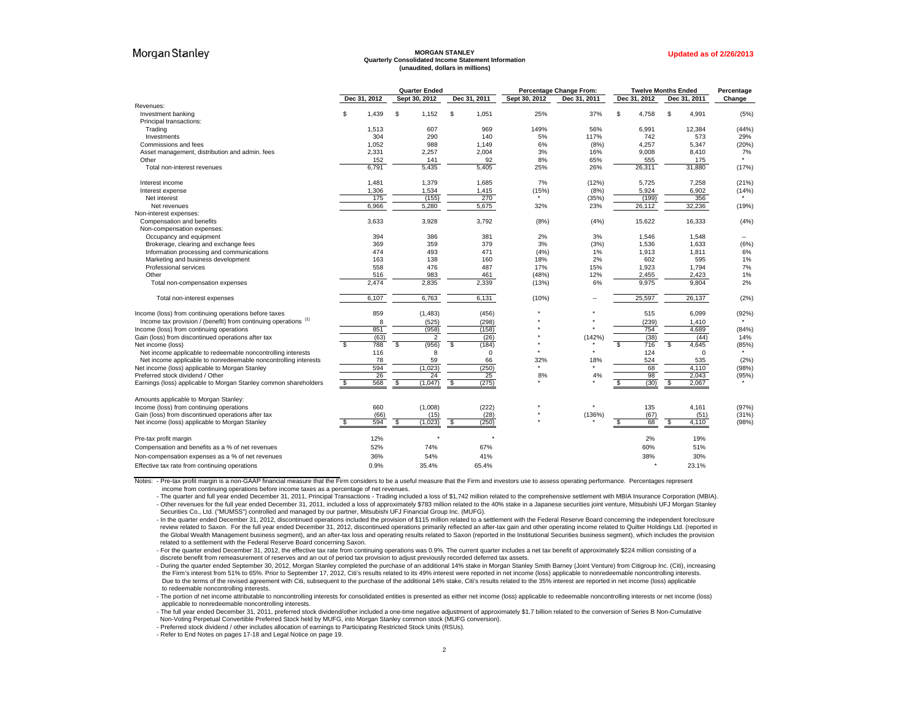Morgan Stanley

**Updated as of 2/26/2013**

**MORGAN STANLEY**
**Quarterly Consolidated Income Statement Information**
**(unaudited, dollars in millions)**

| | Quarter Ended | | | Percentage Change From: | | Twelve Months Ended | | Percentage |
|---|---|---|---|---|---|---|---|---|
| | Dec 31, 2012 | Sept 30, 2012 | Dec 31, 2011 | Sept 30, 2012 | Dec 31, 2011 | Dec 31, 2012 | Dec 31, 2011 | Change |
| Revenues: | | | | | | | | |
| Investment banking | $ 1,439 | $ 1,152 | $ 1,051 | 25% | 37% | $ 4,758 | $ 4,991 | (5%) |
| Principal transactions: | | | | | | | | |
| Trading | 1,513 | 607 | 969 | 149% | 56% | 6,991 | 12,384 | (44%) |
| Investments | 304 | 290 | 140 | 5% | 117% | 742 | 573 | 29% |
| Commissions and fees | 1,052 | 988 | 1,149 | 6% | (8%) | 4,257 | 5,347 | (20%) |
| Asset management, distribution and admin. fees | 2,331 | 2,257 | 2,004 | 3% | 16% | 9,008 | 8,410 | 7% |
| Other | 152 | 141 | 92 | 8% | 65% | 555 | 175 | * |
| Total non-interest revenues | 6,791 | 5,435 | 5,405 | 25% | 26% | 26,311 | 31,880 | (17%) |
| Interest income | 1,481 | 1,379 | 1,685 | 7% | (12%) | 5,725 | 7,258 | (21%) |
| Interest expense | 1,306 | 1,534 | 1,415 | (15%) | (8%) | 5,924 | 6,902 | (14%) |
| Net interest | 175 | (155) | 270 | * | (35%) | (199) | 356 | * |
| Net revenues | 6,966 | 5,280 | 5,675 | 32% | 23% | 26,112 | 32,236 | (19%) |
| Non-interest expenses: | | | | | | | | |
| Compensation and benefits | 3,633 | 3,928 | 3,792 | (8%) | (4%) | 15,622 | 16,333 | (4%) |
| Non-compensation expenses: | | | | | | | | |
| Occupancy and equipment | 394 | 386 | 381 | 2% | 3% | 1,546 | 1,548 | -- |
| Brokerage, clearing and exchange fees | 369 | 359 | 379 | 3% | (3%) | 1,536 | 1,633 | (6%) |
| Information processing and communications | 474 | 493 | 471 | (4%) | 1% | 1,913 | 1,811 | 6% |
| Marketing and business development | 163 | 138 | 160 | 18% | 2% | 602 | 595 | 1% |
| Professional services | 558 | 476 | 487 | 17% | 15% | 1,923 | 1,794 | 7% |
| Other | 516 | 983 | 461 | (48%) | 12% | 2,455 | 2,423 | 1% |
| Total non-compensation expenses | 2,474 | 2,835 | 2,339 | (13%) | 6% | 9,975 | 9,804 | 2% |
| Total non-interest expenses | 6,107 | 6,763 | 6,131 | (10%) | -- | 25,597 | 26,137 | (2%) |
| Income (loss) from continuing operations before taxes | 859 | (1,483) | (456) | * | * | 515 | 6,099 | (92%) |
| Income tax provision / (benefit) from continuing operations [1] | 8 | (525) | (298) | * | * | (239) | 1,410 | * |
| Income (loss) from continuing operations | 851 | (958) | (158) | * | * | 754 | 4,689 | (84%) |
| Gain (loss) from discontinued operations after tax | (63) | 2 | (26) | * | (142%) | (38) | (44) | 14% |
| Net income (loss) | $ 788 | $ (956) | $ (184) | * | * | $ 716 | $ 4,645 | (85%) |
| Net income applicable to redeemable noncontrolling interests | 116 | 8 | 0 | * | * | 124 | 0 | * |
| Net income applicable to nonredeemable noncontrolling interests | 78 | 59 | 66 | 32% | 18% | 524 | 535 | (2%) |
| Net income (loss) applicable to Morgan Stanley | 594 | (1,023) | (250) | * | * | 68 | 4,110 | (98%) |
| Preferred stock dividend / Other | 26 | 24 | 25 | 8% | 4% | 98 | 2,043 | (95%) |
| Earnings (loss) applicable to Morgan Stanley common shareholders | $ 568 | $ (1,047) | $ (275) | * | * | $ (30) | $ 2,067 | * |
| Amounts applicable to Morgan Stanley: | | | | | | | | |
| Income (loss) from continuing operations | 660 | (1,008) | (222) | * | * | 135 | 4,161 | (97%) |
| Gain (loss) from discontinued operations after tax | (66) | (15) | (28) | * | (136%) | (67) | (51) | (31%) |
| Net income (loss) applicable to Morgan Stanley | $ 594 | $ (1,023) | $ (250) | * | * | $ 68 | $ 4,110 | (98%) |
| Pre-tax profit margin | 12% | * | * | | | 2% | 19% | |
| Compensation and benefits as a % of net revenues | 52% | 74% | 67% | | | 60% | 51% | |
| Non-compensation expenses as a % of net revenues | 36% | 54% | 41% | | | 38% | 30% | |
| Effective tax rate from continuing operations | 0.9% | 35.4% | 65.4% | | | * | 23.1% | |

Notes:
- Pre-tax profit margin is a non-GAAP financial measure that the Firm considers to be a useful measure that the Firm and investors use to assess operating performance. Percentages represent income from continuing operations before income taxes as a percentage of net revenues.
- The quarter and full year ended December 31, 2011, Principal Transactions - Trading included a loss of $1,742 million related to the comprehensive settlement with MBIA Insurance Corporation (MBIA).
- Other revenues for the full year ended December 31, 2011, included a loss of approximately $783 million related to the 40% stake in a Japanese securities joint venture, Mitsubishi UFJ Morgan Stanley Securities Co., Ltd. ("MUMSS") controlled and managed by our partner, Mitsubishi UFJ Financial Group Inc. (MUFG).
- In the quarter ended December 31, 2012, discontinued operations included the provision of $115 million related to a settlement with the Federal Reserve Board concerning the independent foreclosure review related to Saxon. For the full year ended December 31, 2012, discontinued operations primarily reflected an after-tax gain and other operating income related to Quilter Holdings Ltd. (reported in the Global Wealth Management business segment), and an after-tax loss and operating results related to Saxon (reported in the Institutional Securities business segment), which includes the provision related to a settlement with the Federal Reserve Board concerning Saxon.
- For the quarter ended December 31, 2012, the effective tax rate from continuing operations was 0.9%. The current quarter includes a net tax benefit of approximately $224 million consisting of a discrete benefit from remeasurement of reserves and an out of period tax provision to adjust previously recorded deferred tax assets.
- During the quarter ended September 30, 2012, Morgan Stanley completed the purchase of an additional 14% stake in Morgan Stanley Smith Barney (Joint Venture) from Citigroup Inc. (Citi), increasing the Firm's interest from 51% to 65%. Prior to September 17, 2012, Citi's results related to its 49% interest were reported in net income (loss) applicable to nonredeemable noncontrolling interests. Due to the terms of the revised agreement with Citi, subsequent to the purchase of the additional 14% stake, Citi's results related to the 35% interest are reported in net income (loss) applicable to redeemable noncontrolling interests.
- The portion of net income attributable to noncontrolling interests for consolidated entities is presented as either net income (loss) applicable to redeemable noncontrolling interests or net income (loss) applicable to nonredeemable noncontrolling interests.
- The full year ended December 31, 2011, preferred stock dividend/other included a one-time negative adjustment of approximately $1.7 billion related to the conversion of Series B Non-Cumulative Non-Voting Perpetual Convertible Preferred Stock held by MUFG, into Morgan Stanley common stock (MUFG conversion).
- Preferred stock dividend / other includes allocation of earnings to Participating Restricted Stock Units (RSUs).
- Refer to End Notes on pages 17-18 and Legal Notice on page 19.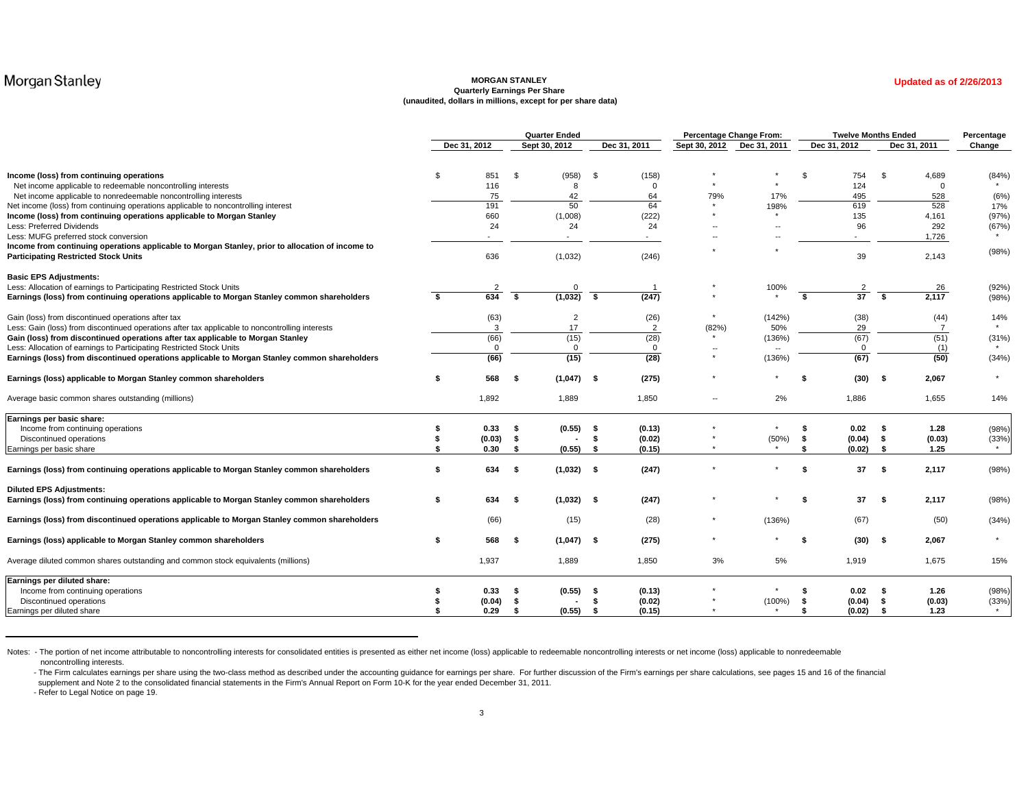Morgan Stanley

**MORGAN STANLEY**
**Quarterly Earnings Per Share**
**(unaudited, dollars in millions, except for per share data)**

**Updated as of 2/26/2013**

| | Quarter Ended | | | Percentage Change From: | | Twelve Months Ended | | Percentage |
|---|---|---|---|---|---|---|---|---|
| | Dec 31, 2012 | Sept 30, 2012 | Dec 31, 2011 | Sept 30, 2012 | Dec 31, 2011 | Dec 31, 2012 | Dec 31, 2011 | Change |
| **Income (loss) from continuing operations** | $ 851 | $ (958) | $ (158) | * | * | $ 754 | $ 4,689 | (84%) |
| Net income applicable to redeemable noncontrolling interests | 116 | 8 | 0 | * | * | 124 | 0 | * |
| Net income applicable to nonredeemable noncontrolling interests | 75 | 42 | 64 | 79% | 17% | 495 | 528 | (6%) |
| Net income (loss) from continuing operations applicable to noncontrolling interest | 191 | 50 | 64 | * | 198% | 619 | 528 | 17% |
| **Income (loss) from continuing operations applicable to Morgan Stanley** | 660 | (1,008) | (222) | * | * | 135 | 4,161 | (97%) |
| Less: Preferred Dividends | 24 | 24 | 24 | -- | -- | 96 | 292 | (67%) |
| Less: MUFG preferred stock conversion | - | - | - | -- | -- | - | 1,726 | * |
| **Income from continuing operations applicable to Morgan Stanley, prior to allocation of income to Participating Restricted Stock Units** | 636 | (1,032) | (246) | * | * | 39 | 2,143 | (98%) |
| **Basic EPS Adjustments:** | | | | | | | | |
| Less: Allocation of earnings to Participating Restricted Stock Units | 2 | 0 | 1 | * | 100% | 2 | 26 | (92%) |
| **Earnings (loss) from continuing operations applicable to Morgan Stanley common shareholders** | **$ 634** | **$ (1,032)** | **$ (247)** | * | * | **$ 37** | **$ 2,117** | (98%) |
| Gain (loss) from discontinued operations after tax | (63) | 2 | (26) | * | (142%) | (38) | (44) | 14% |
| Less: Gain (loss) from discontinued operations after tax applicable to noncontrolling interests | 3 | 17 | 2 | (82%) | 50% | 29 | 7 | * |
| **Gain (loss) from discontinued operations after tax applicable to Morgan Stanley** | (66) | (15) | (28) | * | (136%) | (67) | (51) | (31%) |
| Less: Allocation of earnings to Participating Restricted Stock Units | 0 | 0 | 0 | -- | -- | 0 | (1) | * |
| **Earnings (loss) from discontinued operations applicable to Morgan Stanley common shareholders** | **(66)** | **(15)** | **(28)** | * | (136%) | **(67)** | **(50)** | (34%) |
| **Earnings (loss) applicable to Morgan Stanley common shareholders** | **$ 568** | **$ (1,047)** | **$ (275)** | * | * | **$ (30)** | **$ 2,067** | * |
| Average basic common shares outstanding (millions) | 1,892 | 1,889 | 1,850 | -- | 2% | 1,886 | 1,655 | 14% |
| **Earnings per basic share:** | | | | | | | | |
| Income from continuing operations | **$ 0.33** | **$ (0.55)** | **$ (0.13)** | * | * | **$ 0.02** | **$ 1.28** | (98%) |
| Discontinued operations | **$ (0.03)** | **$ -** | **$ (0.02)** | * | (50%) | **$ (0.04)** | **$ (0.03)** | (33%) |
| Earnings per basic share | **$ 0.30** | **$ (0.55)** | **$ (0.15)** | * | * | **$ (0.02)** | **$ 1.25** | * |
| **Earnings (loss) from continuing operations applicable to Morgan Stanley common shareholders** | **$ 634** | **$ (1,032)** | **$ (247)** | * | * | **$ 37** | **$ 2,117** | (98%) |
| **Diluted EPS Adjustments:** | | | | | | | | |
| **Earnings (loss) from continuing operations applicable to Morgan Stanley common shareholders** | **$ 634** | **$ (1,032)** | **$ (247)** | * | * | **$ 37** | **$ 2,117** | (98%) |
| **Earnings (loss) from discontinued operations applicable to Morgan Stanley common shareholders** | (66) | (15) | (28) | * | (136%) | (67) | (50) | (34%) |
| **Earnings (loss) applicable to Morgan Stanley common shareholders** | **$ 568** | **$ (1,047)** | **$ (275)** | * | * | **$ (30)** | **$ 2,067** | * |
| Average diluted common shares outstanding and common stock equivalents (millions) | 1,937 | 1,889 | 1,850 | 3% | 5% | 1,919 | 1,675 | 15% |
| **Earnings per diluted share:** | | | | | | | | |
| Income from continuing operations | **$ 0.33** | **$ (0.55)** | **$ (0.13)** | * | * | **$ 0.02** | **$ 1.26** | (98%) |
| Discontinued operations | **$ (0.04)** | **$ -** | **$ (0.02)** | * | (100%) | **$ (0.04)** | **$ (0.03)** | (33%) |
| Earnings per diluted share | **$ 0.29** | **$ (0.55)** | **$ (0.15)** | * | * | **$ (0.02)** | **$ 1.23** | * |

Notes: - The portion of net income attributable to noncontrolling interests for consolidated entities is presented as either net income (loss) applicable to redeemable noncontrolling interests or net income (loss) applicable to nonredeemable noncontrolling interests.

- The Firm calculates earnings per share using the two-class method as described under the accounting guidance for earnings per share. For further discussion of the Firm's earnings per share calculations, see pages 15 and 16 of the financial supplement and Note 2 to the consolidated financial statements in the Firm's Annual Report on Form 10-K for the year ended December 31, 2011.
- Refer to Legal Notice on page 19.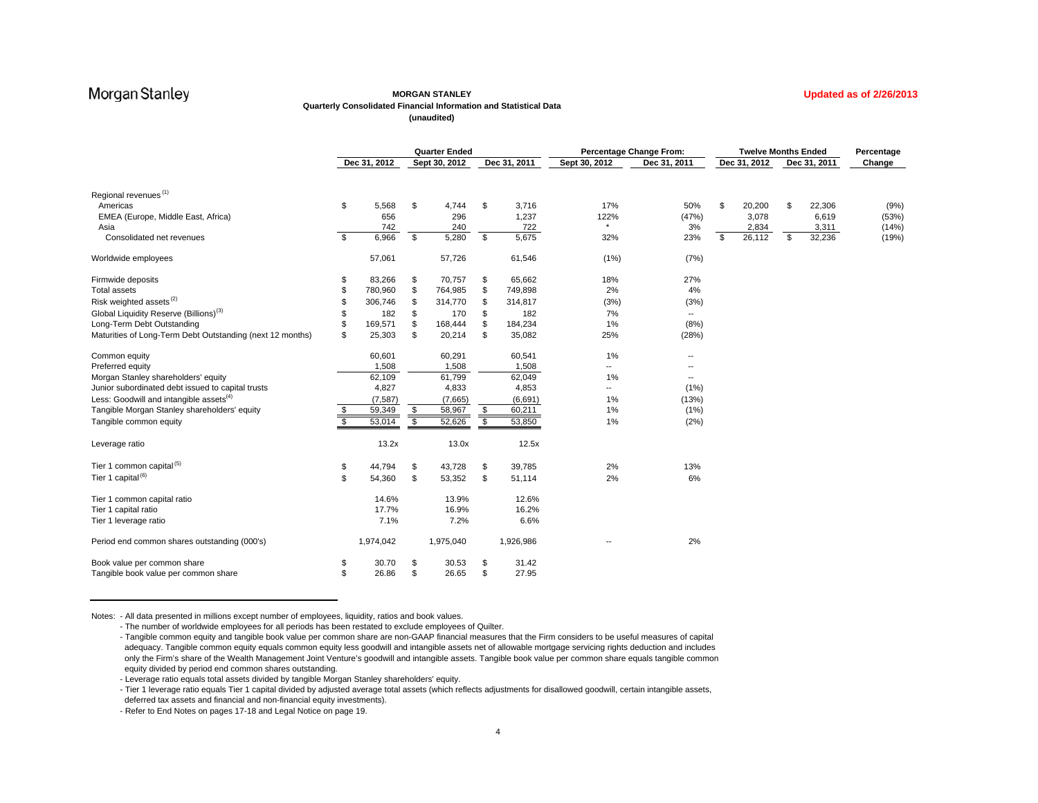Morgan Stanley

**MORGAN STANLEY**
**Quarterly Consolidated Financial Information and Statistical Data**
**(unaudited)**

**Updated as of 2/26/2013**

| | Quarter Ended | | | Percentage Change From: | | Twelve Months Ended | | Percentage |
|---|---|---|---|---|---|---|---|---|
| | Dec 31, 2012 | Sept 30, 2012 | Dec 31, 2011 | Sept 30, 2012 | Dec 31, 2011 | Dec 31, 2012 | Dec 31, 2011 | Change |
| Regional revenues [1] | | | | | | | | |
| Americas | $ 5,568 | $ 4,744 | $ 3,716 | 17% | 50% | $ 20,200 | $ 22,306 | (9%) |
| EMEA (Europe, Middle East, Africa) | 656 | 296 | 1,237 | 122% | (47%) | 3,078 | 6,619 | (53%) |
| Asia | 742 | 240 | 722 | * | 3% | 2,834 | 3,311 | (14%) |
| Consolidated net revenues | $ 6,966 | $ 5,280 | $ 5,675 | 32% | 23% | $ 26,112 | $ 32,236 | (19%) |
| Worldwide employees | 57,061 | 57,726 | 61,546 | (1%) | (7%) | | | |
| Firmwide deposits | $ 83,266 | $ 70,757 | $ 65,662 | 18% | 27% | | | |
| Total assets | $ 780,960 | $ 764,985 | $ 749,898 | 2% | 4% | | | |
| Risk weighted assets [2] | $ 306,746 | $ 314,770 | $ 314,817 | (3%) | (3%) | | | |
| Global Liquidity Reserve (Billions) [3] | $ 182 | $ 170 | $ 182 | 7% | -- | | | |
| Long-Term Debt Outstanding | $ 169,571 | $ 168,444 | $ 184,234 | 1% | (8%) | | | |
| Maturities of Long-Term Debt Outstanding (next 12 months) | $ 25,303 | $ 20,214 | $ 35,082 | 25% | (28%) | | | |
| Common equity | 60,601 | 60,291 | 60,541 | 1% | -- | | | |
| Preferred equity | 1,508 | 1,508 | 1,508 | -- | -- | | | |
| Morgan Stanley shareholders' equity | 62,109 | 61,799 | 62,049 | 1% | -- | | | |
| Junior subordinated debt issued to capital trusts | 4,827 | 4,833 | 4,853 | -- | (1%) | | | |
| Less: Goodwill and intangible assets [4] | (7,587) | (7,665) | (6,691) | 1% | (13%) | | | |
| Tangible Morgan Stanley shareholders' equity | $ 59,349 | $ 58,967 | $ 60,211 | 1% | (1%) | | | |
| Tangible common equity | $ 53,014 | $ 52,626 | $ 53,850 | 1% | (2%) | | | |
| Leverage ratio | 13.2x | 13.0x | 12.5x | | | | | |
| Tier 1 common capital [5] | $ 44,794 | $ 43,728 | $ 39,785 | 2% | 13% | | | |
| Tier 1 capital [6] | $ 54,360 | $ 53,352 | $ 51,114 | 2% | 6% | | | |
| Tier 1 common capital ratio | 14.6% | 13.9% | 12.6% | | | | | |
| Tier 1 capital ratio | 17.7% | 16.9% | 16.2% | | | | | |
| Tier 1 leverage ratio | 7.1% | 7.2% | 6.6% | | | | | |
| Period end common shares outstanding (000's) | 1,974,042 | 1,975,040 | 1,926,986 | -- | 2% | | | |
| Book value per common share | $ 30.70 | $ 30.53 | $ 31.42 | | | | | |
| Tangible book value per common share | $ 26.86 | $ 26.65 | $ 27.95 | | | | | |

Notes: - All data presented in millions except number of employees, liquidity, ratios and book values.

- The number of worldwide employees for all periods has been restated to exclude employees of Quilter.
- Tangible common equity and tangible book value per common share are non-GAAP financial measures that the Firm considers to be useful measures of capital adequacy. Tangible common equity equals common equity less goodwill and intangible assets net of allowable mortgage servicing rights deduction and includes only the Firm's share of the Wealth Management Joint Venture's goodwill and intangible assets. Tangible book value per common share equals tangible common equity divided by period end common shares outstanding.
- Leverage ratio equals total assets divided by tangible Morgan Stanley shareholders' equity.
- Tier 1 leverage ratio equals Tier 1 capital divided by adjusted average total assets (which reflects adjustments for disallowed goodwill, certain intangible assets, deferred tax assets and financial and non-financial equity investments).
- Refer to End Notes on pages 17-18 and Legal Notice on page 19.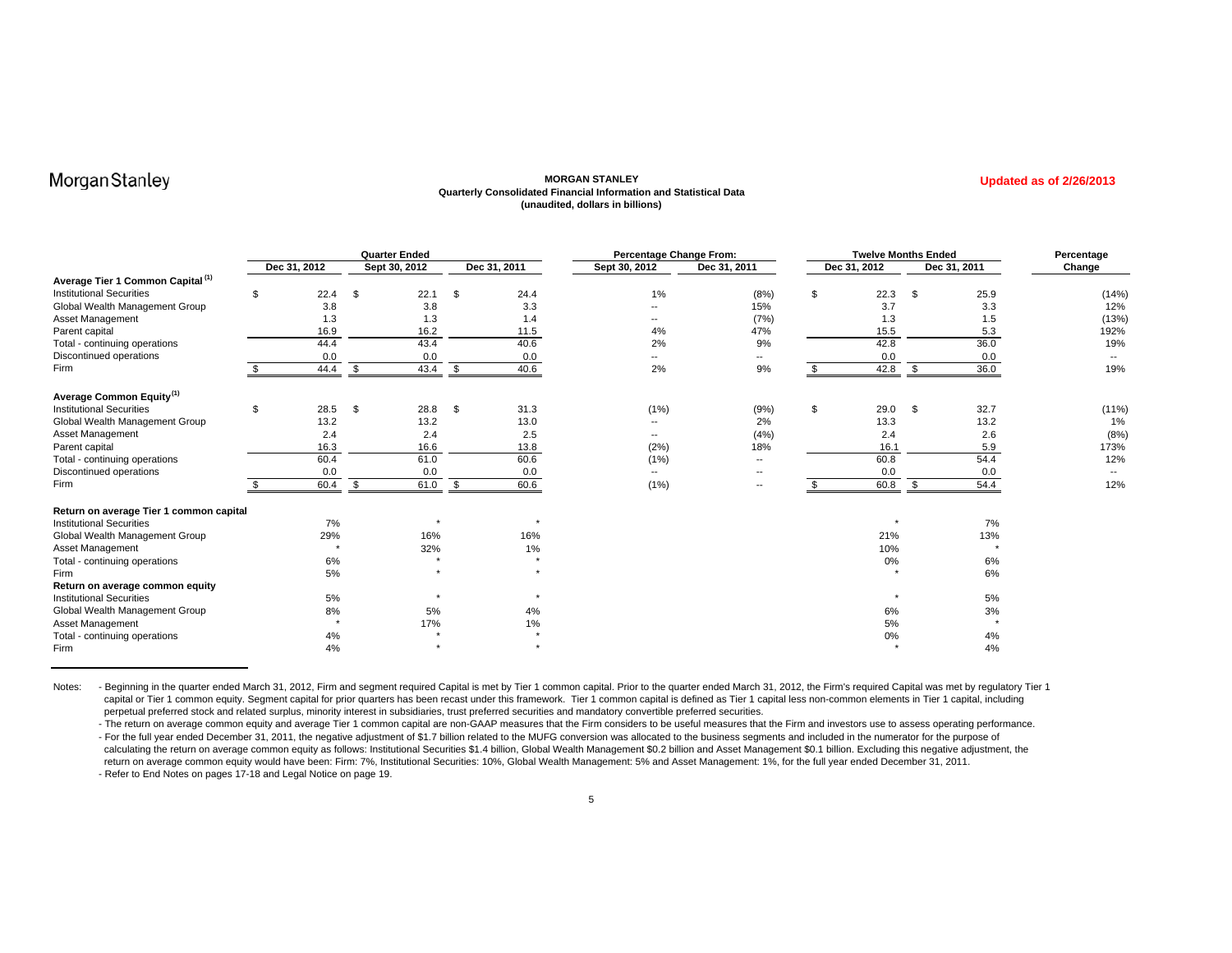**MORGAN STANLEY**
**Quarterly Consolidated Financial Information and Statistical Data**
**(unaudited, dollars in billions)**

**Updated as of 2/26/2013**

| | Quarter Ended | | | Percentage Change From: | | Twelve Months Ended | | Percentage |
|---|---|---|---|---|---|---|---|---|
| | Dec 31, 2012 | Sept 30, 2012 | Dec 31, 2011 | Sept 30, 2012 | Dec 31, 2011 | Dec 31, 2012 | Dec 31, 2011 | Change |
| **Average Tier 1 Common Capital [(1)]** | | | | | | | | |
| Institutional Securities | $ 22.4 | $ 22.1 | $ 24.4 | 1% | (8%) | $ 22.3 | $ 25.9 | (14%) |
| Global Wealth Management Group | 3.8 | 3.8 | 3.3 | -- | 15% | 3.7 | 3.3 | 12% |
| Asset Management | 1.3 | 1.3 | 1.4 | -- | (7%) | 1.3 | 1.5 | (13%) |
| Parent capital | 16.9 | 16.2 | 11.5 | 4% | 47% | 15.5 | 5.3 | 192% |
| Total - continuing operations | 44.4 | 43.4 | 40.6 | 2% | 9% | 42.8 | 36.0 | 19% |
| Discontinued operations | 0.0 | 0.0 | 0.0 | -- | -- | 0.0 | 0.0 | -- |
| Firm | $ 44.4 | $ 43.4 | $ 40.6 | 2% | 9% | $ 42.8 | $ 36.0 | 19% |
| **Average Common Equity[(1)]** | | | | | | | | |
| Institutional Securities | $ 28.5 | $ 28.8 | $ 31.3 | (1%) | (9%) | $ 29.0 | $ 32.7 | (11%) |
| Global Wealth Management Group | 13.2 | 13.2 | 13.0 | -- | 2% | 13.3 | 13.2 | 1% |
| Asset Management | 2.4 | 2.4 | 2.5 | -- | (4%) | 2.4 | 2.6 | (8%) |
| Parent capital | 16.3 | 16.6 | 13.8 | (2%) | 18% | 16.1 | 5.9 | 173% |
| Total - continuing operations | 60.4 | 61.0 | 60.6 | (1%) | -- | 60.8 | 54.4 | 12% |
| Discontinued operations | 0.0 | 0.0 | 0.0 | -- | -- | 0.0 | 0.0 | -- |
| Firm | $ 60.4 | $ 61.0 | $ 60.6 | (1%) | -- | $ 60.8 | $ 54.4 | 12% |
| **Return on average Tier 1 common capital** | | | | | | | | |
| Institutional Securities | 7% | * | * | | | * | 7% | |
| Global Wealth Management Group | 29% | 16% | 16% | | | 21% | 13% | |
| Asset Management | * | 32% | 1% | | | 10% | * | |
| Total - continuing operations | 6% | * | * | | | 0% | 6% | |
| Firm | 5% | * | * | | | * | 6% | |
| **Return on average common equity** | | | | | | | | |
| Institutional Securities | 5% | * | * | | | * | 5% | |
| Global Wealth Management Group | 8% | 5% | 4% | | | 6% | 3% | |
| Asset Management | * | 17% | 1% | | | 5% | * | |
| Total - continuing operations | 4% | * | * | | | 0% | 4% | |
| Firm | 4% | * | * | | | * | 4% | |

Notes:
- Beginning in the quarter ended March 31, 2012, Firm and segment required Capital is met by Tier 1 common capital. Prior to the quarter ended March 31, 2012, the Firm's required Capital was met by regulatory Tier 1 capital or Tier 1 common equity. Segment capital for prior quarters has been recast under this framework. Tier 1 common capital is defined as Tier 1 capital less non-common elements in Tier 1 capital, including perpetual preferred stock and related surplus, minority interest in subsidiaries, trust preferred securities and mandatory convertible preferred securities.
- The return on average common equity and average Tier 1 common capital are non-GAAP measures that the Firm considers to be useful measures that the Firm and investors use to assess operating performance.
- For the full year ended December 31, 2011, the negative adjustment of $1.7 billion related to the MUFG conversion was allocated to the business segments and included in the numerator for the purpose of calculating the return on average common equity as follows: Institutional Securities $1.4 billion, Global Wealth Management $0.2 billion and Asset Management $0.1 billion. Excluding this negative adjustment, the return on average common equity would have been: Firm: 7%, Institutional Securities: 10%, Global Wealth Management: 5% and Asset Management: 1%, for the full year ended December 31, 2011.
- Refer to End Notes on pages 17-18 and Legal Notice on page 19.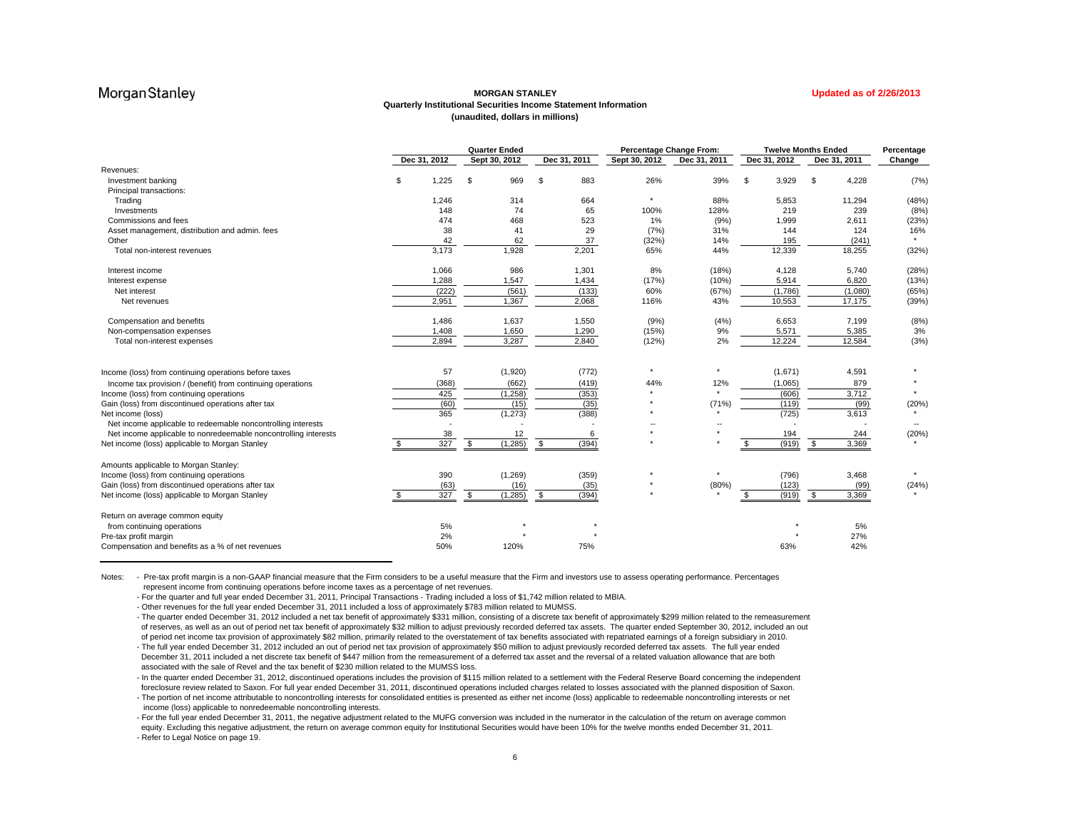Morgan Stanley

**Updated as of 2/26/2013**

## MORGAN STANLEY
### Quarterly Institutional Securities Income Statement Information
### (unaudited, dollars in millions)

| | Quarter Ended | | | Percentage Change From: | | Twelve Months Ended | | Percentage |
|---|---|---|---|---|---|---|---|---|
| | Dec 31, 2012 | Sept 30, 2012 | Dec 31, 2011 | Sept 30, 2012 | Dec 31, 2011 | Dec 31, 2012 | Dec 31, 2011 | Change |
| Revenues: | | | | | | | | |
| Investment banking | $ 1,225 | $ 969 | $ 883 | 26% | 39% | $ 3,929 | $ 4,228 | (7%) |
| Principal transactions: | | | | | | | | |
| Trading | 1,246 | 314 | 664 | * | 88% | 5,853 | 11,294 | (48%) |
| Investments | 148 | 74 | 65 | 100% | 128% | 219 | 239 | (8%) |
| Commissions and fees | 474 | 468 | 523 | 1% | (9%) | 1,999 | 2,611 | (23%) |
| Asset management, distribution and admin. fees | 38 | 41 | 29 | (7%) | 31% | 144 | 124 | 16% |
| Other | 42 | 62 | 37 | (32%) | 14% | 195 | (241) | * |
| Total non-interest revenues | 3,173 | 1,928 | 2,201 | 65% | 44% | 12,339 | 18,255 | (32%) |
| | | | | | | | | |
| Interest income | 1,066 | 986 | 1,301 | 8% | (18%) | 4,128 | 5,740 | (28%) |
| Interest expense | 1,288 | 1,547 | 1,434 | (17%) | (10%) | 5,914 | 6,820 | (13%) |
| Net interest | (222) | (561) | (133) | 60% | (67%) | (1,786) | (1,080) | (65%) |
| Net revenues | 2,951 | 1,367 | 2,068 | 116% | 43% | 10,553 | 17,175 | (39%) |
| | | | | | | | | |
| Compensation and benefits | 1,486 | 1,637 | 1,550 | (9%) | (4%) | 6,653 | 7,199 | (8%) |
| Non-compensation expenses | 1,408 | 1,650 | 1,290 | (15%) | 9% | 5,571 | 5,385 | 3% |
| Total non-interest expenses | 2,894 | 3,287 | 2,840 | (12%) | 2% | 12,224 | 12,584 | (3%) |
| | | | | | | | | |
| Income (loss) from continuing operations before taxes | 57 | (1,920) | (772) | * | * | (1,671) | 4,591 | * |
| Income tax provision / (benefit) from continuing operations | (368) | (662) | (419) | 44% | 12% | (1,065) | 879 | * |
| Income (loss) from continuing operations | 425 | (1,258) | (353) | * | * | (606) | 3,712 | * |
| Gain (loss) from discontinued operations after tax | (60) | (15) | (35) | * | (71%) | (119) | (99) | (20%) |
| Net income (loss) | 365 | (1,273) | (388) | * | * | (725) | 3,613 | * |
| Net income applicable to redeemable noncontrolling interests | - | - | - | -- | -- | - | - | -- |
| Net income applicable to nonredeemable noncontrolling interests | 38 | 12 | 6 | * | * | 194 | 244 | (20%) |
| Net income (loss) applicable to Morgan Stanley | $ 327 | $ (1,285) | $ (394) | * | * | $ (919) | $ 3,369 | * |
| | | | | | | | | |
| Amounts applicable to Morgan Stanley: | | | | | | | | |
| Income (loss) from continuing operations | 390 | (1,269) | (359) | * | * | (796) | 3,468 | * |
| Gain (loss) from discontinued operations after tax | (63) | (16) | (35) | * | (80%) | (123) | (99) | (24%) |
| Net income (loss) applicable to Morgan Stanley | $ 327 | $ (1,285) | $ (394) | * | * | $ (919) | $ 3,369 | * |
| | | | | | | | | |
| Return on average common equity | | | | | | | | |
| from continuing operations | 5% | * | * | | | * | 5% | |
| Pre-tax profit margin | 2% | * | * | | | * | 27% | |
| Compensation and benefits as a % of net revenues | 50% | 120% | 75% | | | 63% | 42% | |

Notes:
- Pre-tax profit margin is a non-GAAP financial measure that the Firm considers to be a useful measure that the Firm and investors use to assess operating performance. Percentages represent income from continuing operations before income taxes as a percentage of net revenues.
- For the quarter and full year ended December 31, 2011, Principal Transactions - Trading included a loss of $1,742 million related to MBIA.
- Other revenues for the full year ended December 31, 2011 included a loss of approximately $783 million related to MUMSS.
- The quarter ended December 31, 2012 included a net tax benefit of approximately $331 million, consisting of a discrete tax benefit of approximately $299 million related to the remeasurement of reserves, as well as an out of period net tax benefit of approximately $32 million to adjust previously recorded deferred tax assets. The quarter ended September 30, 2012, included an out of period net income tax provision of approximately $82 million, primarily related to the overstatement of tax benefits associated with repatriated earnings of a foreign subsidiary in 2010.
- The full year ended December 31, 2012 included an out of period net tax provision of approximately $50 million to adjust previously recorded deferred tax assets. The full year ended December 31, 2011 included a net discrete tax benefit of $447 million from the remeasurement of a deferred tax asset and the reversal of a related valuation allowance that are both associated with the sale of Revel and the tax benefit of $230 million related to the MUMSS loss.
- In the quarter ended December 31, 2012, discontinued operations includes the provision of $115 million related to a settlement with the Federal Reserve Board concerning the independent foreclosure review related to Saxon. For full year ended December 31, 2011, discontinued operations included charges related to losses associated with the planned disposition of Saxon.
- The portion of net income attributable to noncontrolling interests for consolidated entities is presented as either net income (loss) applicable to redeemable noncontrolling interests or net income (loss) applicable to nonredeemable noncontrolling interests.
- For the full year ended December 31, 2011, the negative adjustment related to the MUFG conversion was included in the numerator in the calculation of the return on average common equity. Excluding this negative adjustment, the return on average common equity for Institutional Securities would have been 10% for the twelve months ended December 31, 2011.
- Refer to Legal Notice on page 19.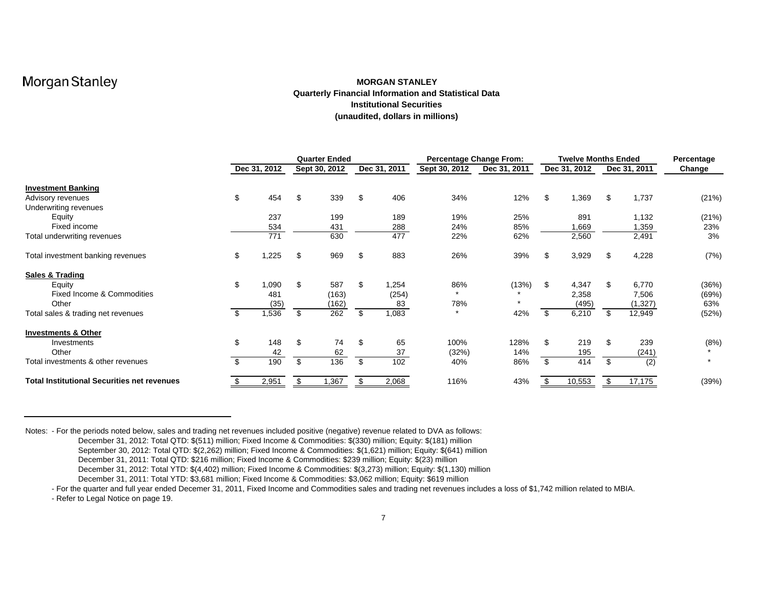Morgan Stanley

# MORGAN STANLEY
## Quarterly Financial Information and Statistical Data
## Institutional Securities
### (unaudited, dollars in millions)

| | Quarter Ended | | | Percentage Change From: | | Twelve Months Ended | | Percentage |
|---|---|---|---|---|---|---|---|---|
| | Dec 31, 2012 | Sept 30, 2012 | Dec 31, 2011 | Sept 30, 2012 | Dec 31, 2011 | Dec 31, 2012 | Dec 31, 2011 | Change |
| **Investment Banking** | | | | | | | | |
| Advisory revenues | $ 454 | $ 339 | $ 406 | 34% | 12% | $ 1,369 | $ 1,737 | (21%) |
| Underwriting revenues | | | | | | | | |
| Equity | 237 | 199 | 189 | 19% | 25% | 891 | 1,132 | (21%) |
| Fixed income | 534 | 431 | 288 | 24% | 85% | 1,669 | 1,359 | 23% |
| Total underwriting revenues | 771 | 630 | 477 | 22% | 62% | 2,560 | 2,491 | 3% |
| Total investment banking revenues | $ 1,225 | $ 969 | $ 883 | 26% | 39% | $ 3,929 | $ 4,228 | (7%) |
| **Sales & Trading** | | | | | | | | |
| Equity | $ 1,090 | $ 587 | $ 1,254 | 86% | (13%) | $ 4,347 | $ 6,770 | (36%) |
| Fixed Income & Commodities | 481 | (163) | (254) | * | * | 2,358 | 7,506 | (69%) |
| Other | (35) | (162) | 83 | 78% | * | (495) | (1,327) | 63% |
| Total sales & trading net revenues | $ 1,536 | $ 262 | $ 1,083 | * | 42% | $ 6,210 | $ 12,949 | (52%) |
| **Investments & Other** | | | | | | | | |
| Investments | $ 148 | $ 74 | $ 65 | 100% | 128% | $ 219 | $ 239 | (8%) |
| Other | 42 | 62 | 37 | (32%) | 14% | 195 | (241) | * |
| Total investments & other revenues | $ 190 | $ 136 | $ 102 | 40% | 86% | $ 414 | $ (2) | * |
| **Total Institutional Securities net revenues** | $ 2,951 | $ 1,367 | $ 2,068 | 116% | 43% | $ 10,553 | $ 17,175 | (39%) |

Notes: - For the periods noted below, sales and trading net revenues included positive (negative) revenue related to DVA as follows:

December 31, 2012: Total QTD: $(511) million; Fixed Income & Commodities: $(330) million; Equity: $(181) million
September 30, 2012: Total QTD: $(2,262) million; Fixed Income & Commodities: $(1,621) million; Equity: $(641) million
December 31, 2011: Total QTD: $216 million; Fixed Income & Commodities: $239 million; Equity: $(23) million
December 31, 2012: Total YTD: $(4,402) million; Fixed Income & Commodities: $(3,273) million; Equity: $(1,130) million
December 31, 2011: Total YTD: $3,681 million; Fixed Income & Commodities: $3,062 million; Equity: $619 million

- For the quarter and full year ended Decemer 31, 2011, Fixed Income and Commodities sales and trading net revenues includes a loss of $1,742 million related to MBIA.
- Refer to Legal Notice on page 19.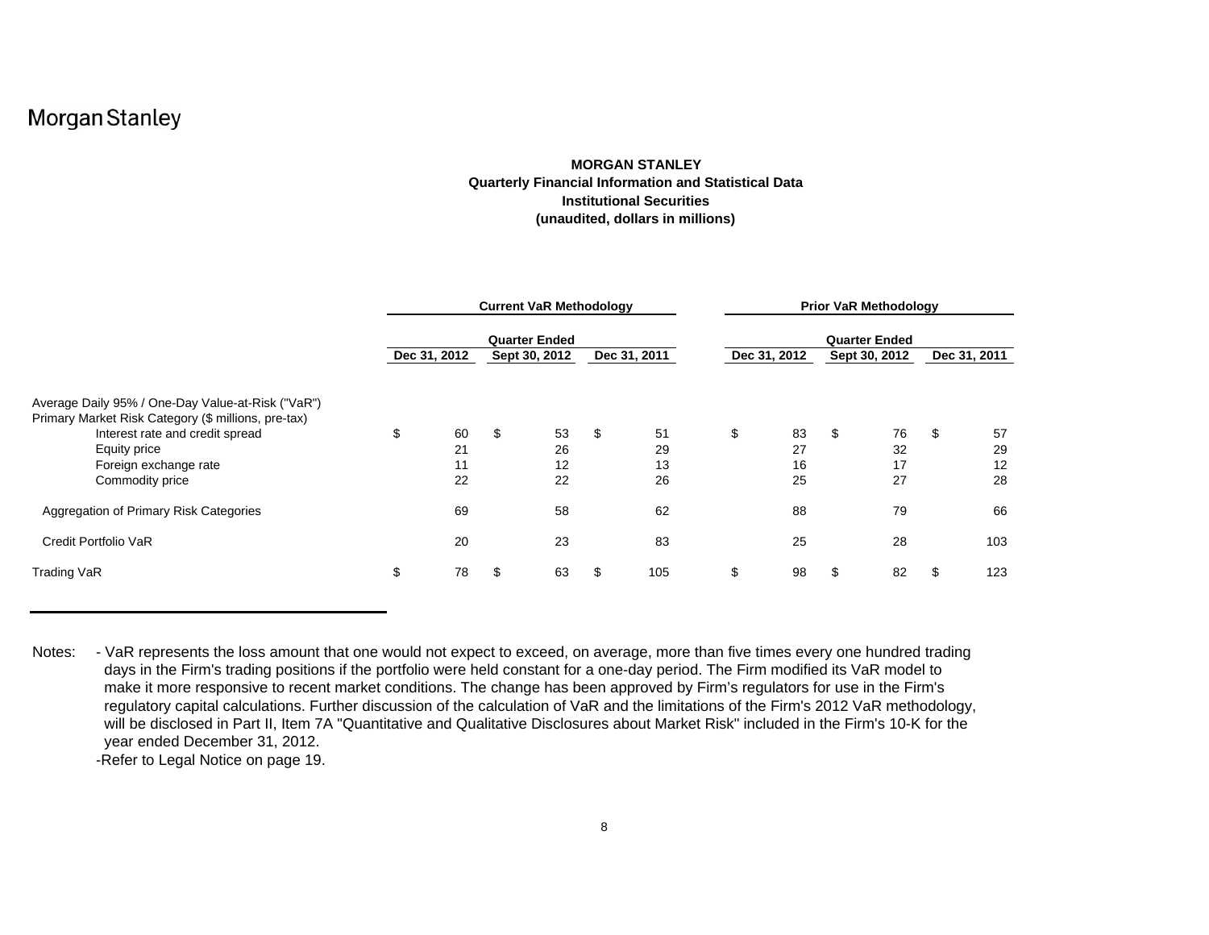Morgan Stanley

**MORGAN STANLEY**
**Quarterly Financial Information and Statistical Data**
**Institutional Securities**
**(unaudited, dollars in millions)**

| | Current VaR Methodology | | | Prior VaR Methodology | | |
|---|---|---|---|---|---|---|
| | Quarter Ended | | | Quarter Ended | | |
| | Dec 31, 2012 | Sept 30, 2012 | Dec 31, 2011 | Dec 31, 2012 | Sept 30, 2012 | Dec 31, 2011 |
| Average Daily 95% / One-Day Value-at-Risk ("VaR") | | | | | | |
| Primary Market Risk Category ($ millions, pre-tax) | | | | | | |
| Interest rate and credit spread | $ 60 | $ 53 | $ 51 | $ 83 | $ 76 | $ 57 |
| Equity price | 21 | 26 | 29 | 27 | 32 | 29 |
| Foreign exchange rate | 11 | 12 | 13 | 16 | 17 | 12 |
| Commodity price | 22 | 22 | 26 | 25 | 27 | 28 |
| Aggregation of Primary Risk Categories | 69 | 58 | 62 | 88 | 79 | 66 |
| Credit Portfolio VaR | 20 | 23 | 83 | 25 | 28 | 103 |
| Trading VaR | $ 78 | $ 63 | $ 105 | $ 98 | $ 82 | $ 123 |

Notes: - VaR represents the loss amount that one would not expect to exceed, on average, more than five times every one hundred trading days in the Firm's trading positions if the portfolio were held constant for a one-day period. The Firm modified its VaR model to make it more responsive to recent market conditions. The change has been approved by Firm's regulators for use in the Firm's regulatory capital calculations. Further discussion of the calculation of VaR and the limitations of the Firm's 2012 VaR methodology, will be disclosed in Part II, Item 7A "Quantitative and Qualitative Disclosures about Market Risk" included in the Firm's 10-K for the year ended December 31, 2012.

-Refer to Legal Notice on page 19.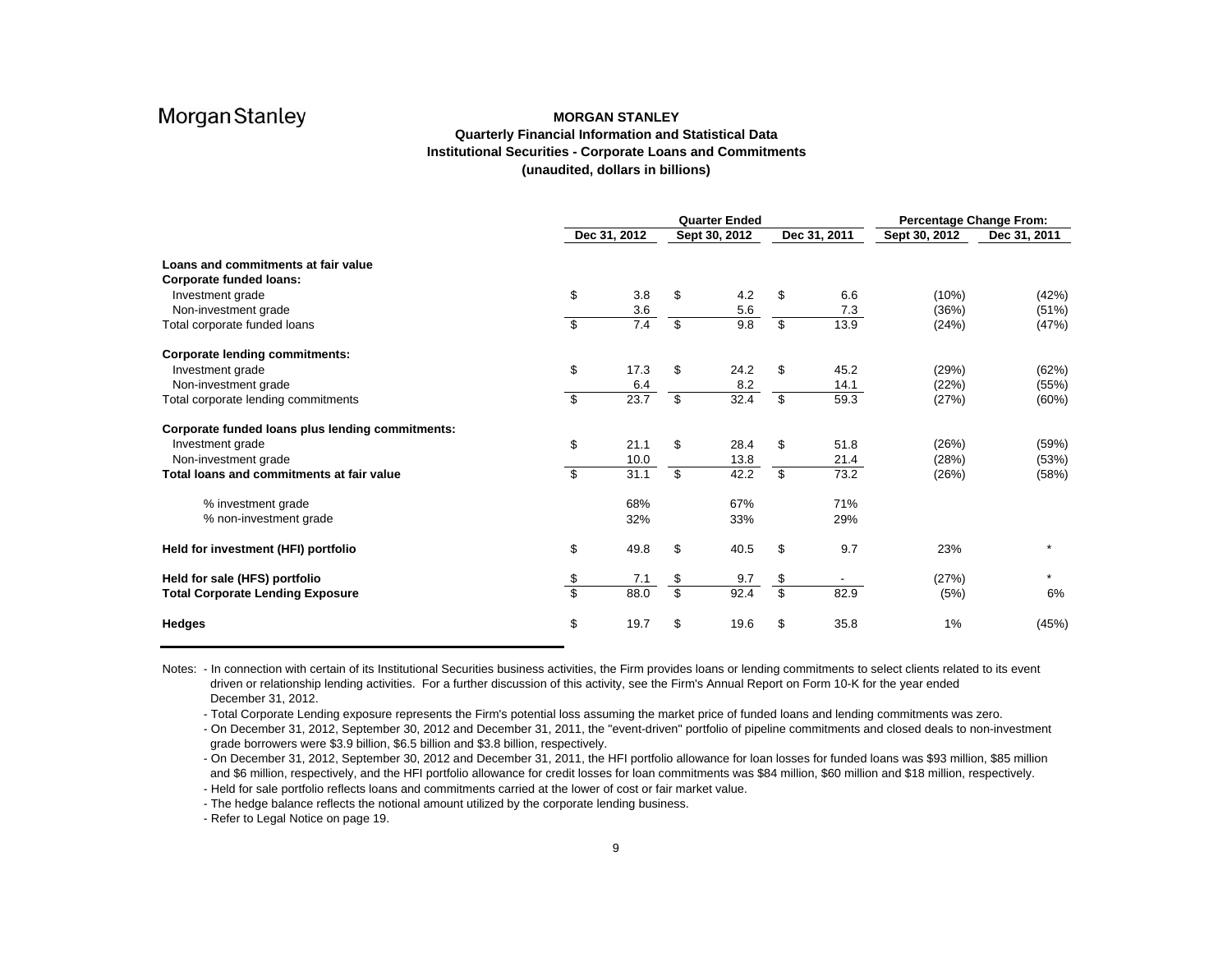Morgan Stanley

# MORGAN STANLEY
## Quarterly Financial Information and Statistical Data
## Institutional Securities - Corporate Loans and Commitments
## (unaudited, dollars in billions)

| | Quarter Ended | | | Percentage Change From: | |
|---|---|---|---|---|---|
| | Dec 31, 2012 | Sept 30, 2012 | Dec 31, 2011 | Sept 30, 2012 | Dec 31, 2011 |
| **Loans and commitments at fair value** | | | | | |
| **Corporate funded loans:** | | | | | |
| Investment grade | $ 3.8 | $ 4.2 | $ 6.6 | (10%) | (42%) |
| Non-investment grade | 3.6 | 5.6 | 7.3 | (36%) | (51%) |
| Total corporate funded loans | $ 7.4 | $ 9.8 | $ 13.9 | (24%) | (47%) |
| **Corporate lending commitments:** | | | | | |
| Investment grade | $ 17.3 | $ 24.2 | $ 45.2 | (29%) | (62%) |
| Non-investment grade | 6.4 | 8.2 | 14.1 | (22%) | (55%) |
| Total corporate lending commitments | $ 23.7 | $ 32.4 | $ 59.3 | (27%) | (60%) |
| **Corporate funded loans plus lending commitments:** | | | | | |
| Investment grade | $ 21.1 | $ 28.4 | $ 51.8 | (26%) | (59%) |
| Non-investment grade | 10.0 | 13.8 | 21.4 | (28%) | (53%) |
| **Total loans and commitments at fair value** | $ 31.1 | $ 42.2 | $ 73.2 | (26%) | (58%) |
| % investment grade | 68% | 67% | 71% | | |
| % non-investment grade | 32% | 33% | 29% | | |
| **Held for investment (HFI) portfolio** | $ 49.8 | $ 40.5 | $ 9.7 | 23% | * |
| **Held for sale (HFS) portfolio** | $ 7.1 | $ 9.7 | $ - | (27%) | * |
| **Total Corporate Lending Exposure** | $ 88.0 | $ 92.4 | $ 82.9 | (5%) | 6% |
| **Hedges** | $ 19.7 | $ 19.6 | $ 35.8 | 1% | (45%) |

Notes:
- In connection with certain of its Institutional Securities business activities, the Firm provides loans or lending commitments to select clients related to its event driven or relationship lending activities. For a further discussion of this activity, see the Firm's Annual Report on Form 10-K for the year ended December 31, 2012.
- Total Corporate Lending exposure represents the Firm's potential loss assuming the market price of funded loans and lending commitments was zero.
- On December 31, 2012, September 30, 2012 and December 31, 2011, the "event-driven" portfolio of pipeline commitments and closed deals to non-investment grade borrowers were $3.9 billion, $6.5 billion and $3.8 billion, respectively.
- On December 31, 2012, September 30, 2012 and December 31, 2011, the HFI portfolio allowance for loan losses for funded loans was $93 million, $85 million and $6 million, respectively, and the HFI portfolio allowance for credit losses for loan commitments was $84 million, $60 million and $18 million, respectively.
- Held for sale portfolio reflects loans and commitments carried at the lower of cost or fair market value.
- The hedge balance reflects the notional amount utilized by the corporate lending business.
- Refer to Legal Notice on page 19.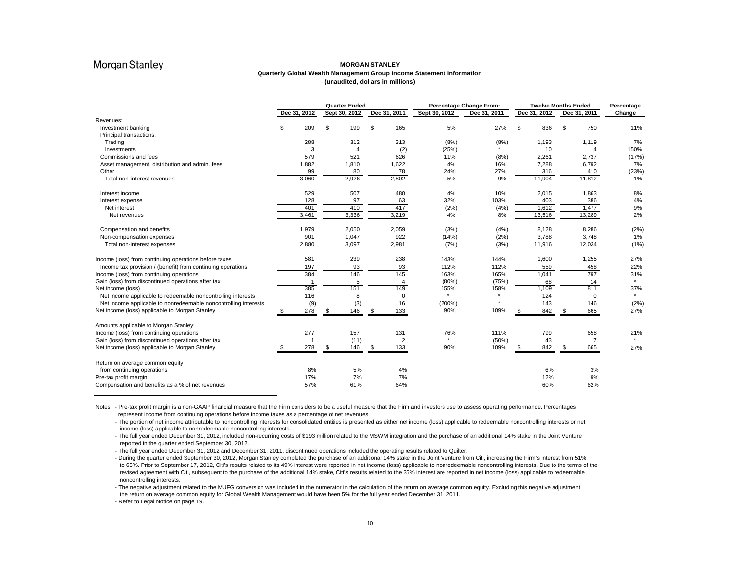Morgan Stanley

# MORGAN STANLEY
## Quarterly Global Wealth Management Group Income Statement Information
**(unaudited, dollars in millions)**

| | Quarter Ended | | | Percentage Change From: | | Twelve Months Ended | | Percentage |
|---|---|---|---|---|---|---|---|---|
| | Dec 31, 2012 | Sept 30, 2012 | Dec 31, 2011 | Sept 30, 2012 | Dec 31, 2011 | Dec 31, 2012 | Dec 31, 2011 | Change |
| Revenues: | | | | | | | | |
| Investment banking | $ 209 | $ 199 | $ 165 | 5% | 27% | $ 836 | $ 750 | 11% |
| Principal transactions: | | | | | | | | |
| Trading | 288 | 312 | 313 | (8%) | (8%) | 1,193 | 1,119 | 7% |
| Investments | 3 | 4 | (2) | (25%) | * | 10 | 4 | 150% |
| Commissions and fees | 579 | 521 | 626 | 11% | (8%) | 2,261 | 2,737 | (17%) |
| Asset management, distribution and admin. fees | 1,882 | 1,810 | 1,622 | 4% | 16% | 7,288 | 6,792 | 7% |
| Other | 99 | 80 | 78 | 24% | 27% | 316 | 410 | (23%) |
| Total non-interest revenues | 3,060 | 2,926 | 2,802 | 5% | 9% | 11,904 | 11,812 | 1% |
| Interest income | 529 | 507 | 480 | 4% | 10% | 2,015 | 1,863 | 8% |
| Interest expense | 128 | 97 | 63 | 32% | 103% | 403 | 386 | 4% |
| Net interest | 401 | 410 | 417 | (2%) | (4%) | 1,612 | 1,477 | 9% |
| Net revenues | 3,461 | 3,336 | 3,219 | 4% | 8% | 13,516 | 13,289 | 2% |
| Compensation and benefits | 1,979 | 2,050 | 2,059 | (3%) | (4%) | 8,128 | 8,286 | (2%) |
| Non-compensation expenses | 901 | 1,047 | 922 | (14%) | (2%) | 3,788 | 3,748 | 1% |
| Total non-interest expenses | 2,880 | 3,097 | 2,981 | (7%) | (3%) | 11,916 | 12,034 | (1%) |
| Income (loss) from continuing operations before taxes | 581 | 239 | 238 | 143% | 144% | 1,600 | 1,255 | 27% |
| Income tax provision / (benefit) from continuing operations | 197 | 93 | 93 | 112% | 112% | 559 | 458 | 22% |
| Income (loss) from continuing operations | 384 | 146 | 145 | 163% | 165% | 1,041 | 797 | 31% |
| Gain (loss) from discontinued operations after tax | 1 | 5 | 4 | (80%) | (75%) | 68 | 14 | * |
| Net income (loss) | 385 | 151 | 149 | 155% | 158% | 1,109 | 811 | 37% |
| Net income applicable to redeemable noncontrolling interests | 116 | 8 | 0 | * | * | 124 | 0 | * |
| Net income applicable to nonredeemable noncontrolling interests | (9) | (3) | 16 | (200%) | * | 143 | 146 | (2%) |
| Net income (loss) applicable to Morgan Stanley | $ 278 | $ 146 | $ 133 | 90% | 109% | $ 842 | $ 665 | 27% |
| Amounts applicable to Morgan Stanley: | | | | | | | | |
| Income (loss) from continuing operations | 277 | 157 | 131 | 76% | 111% | 799 | 658 | 21% |
| Gain (loss) from discontinued operations after tax | 1 | (11) | 2 | * | (50%) | 43 | 7 | * |
| Net income (loss) applicable to Morgan Stanley | $ 278 | $ 146 | $ 133 | 90% | 109% | $ 842 | $ 665 | 27% |
| Return on average common equity | | | | | | | | |
| from continuing operations | 8% | 5% | 4% | | | 6% | 3% | |
| Pre-tax profit margin | 17% | 7% | 7% | | | 12% | 9% | |
| Compensation and benefits as a % of net revenues | 57% | 61% | 64% | | | 60% | 62% | |

Notes:
- Pre-tax profit margin is a non-GAAP financial measure that the Firm considers to be a useful measure that the Firm and investors use to assess operating performance. Percentages represent income from continuing operations before income taxes as a percentage of net revenues.
- The portion of net income attributable to noncontrolling interests for consolidated entities is presented as either net income (loss) applicable to redeemable noncontrolling interests or net income (loss) applicable to nonredeemable noncontrolling interests.
- The full year ended December 31, 2012, included non-recurring costs of $193 million related to the MSWM integration and the purchase of an additional 14% stake in the Joint Venture reported in the quarter ended September 30, 2012.
- The full year ended December 31, 2012 and December 31, 2011, discontinued operations included the operating results related to Quilter.
- During the quarter ended September 30, 2012, Morgan Stanley completed the purchase of an additional 14% stake in the Joint Venture from Citi, increasing the Firm's interest from 51% to 65%. Prior to September 17, 2012, Citi's results related to its 49% interest were reported in net income (loss) applicable to nonredeemable noncontrolling interests. Due to the terms of the revised agreement with Citi, subsequent to the purchase of the additional 14% stake, Citi's results related to the 35% interest are reported in net income (loss) applicable to redeemable noncontrolling interests.
- The negative adjustment related to the MUFG conversion was included in the numerator in the calculation of the return on average common equity. Excluding this negative adjustment, the return on average common equity for Global Wealth Management would have been 5% for the full year ended December 31, 2011.
- Refer to Legal Notice on page 19.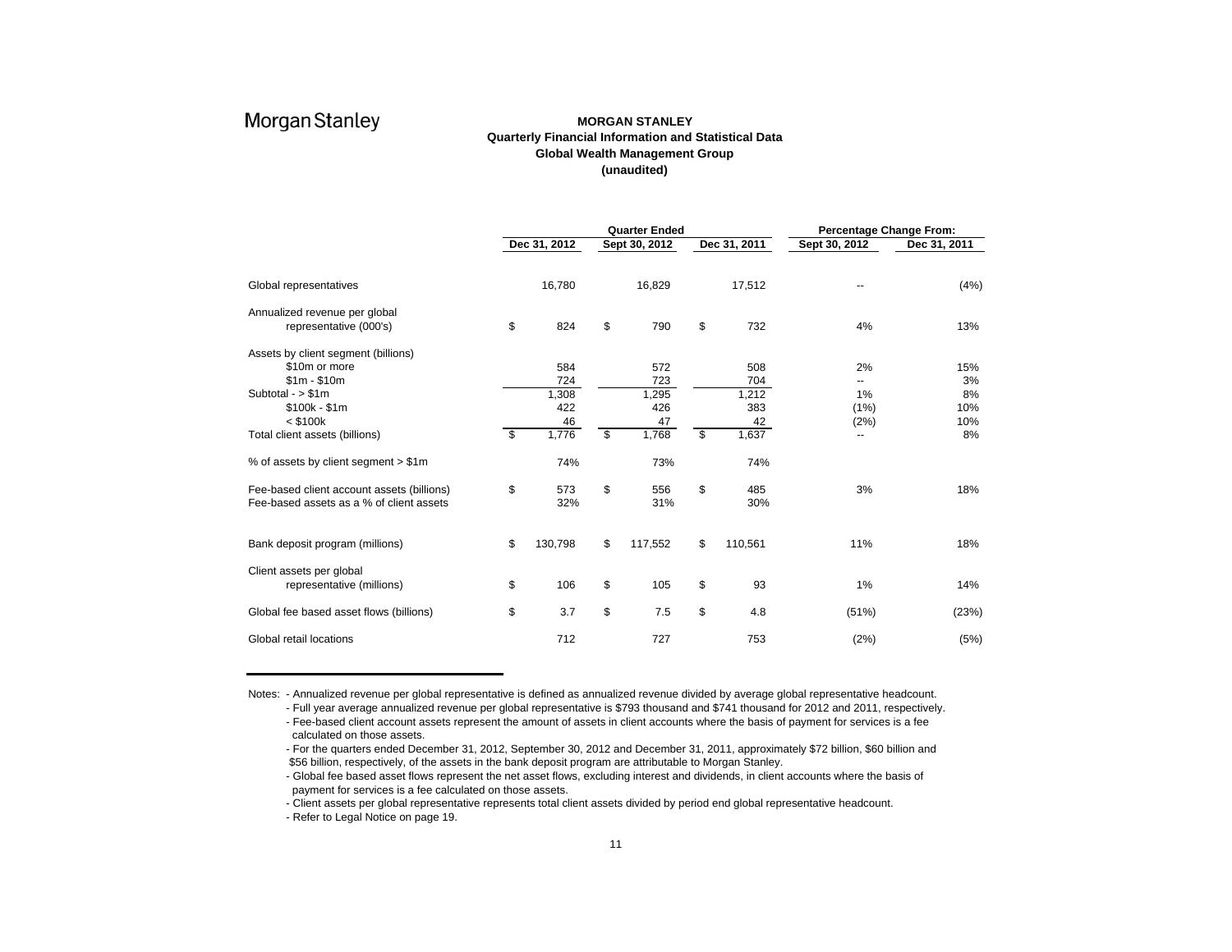Morgan Stanley

# MORGAN STANLEY
## Quarterly Financial Information and Statistical Data
## Global Wealth Management Group
## (unaudited)

| | Quarter Ended | | | Percentage Change From: | |
|---|---|---|---|---|---|
| | Dec 31, 2012 | Sept 30, 2012 | Dec 31, 2011 | Sept 30, 2012 | Dec 31, 2011 |
| Global representatives | 16,780 | 16,829 | 17,512 | -- | (4%) |
| Annualized revenue per global representative (000's) | $ 824 | $ 790 | $ 732 | 4% | 13% |
| Assets by client segment (billions) | | | | | |
| $10m or more | 584 | 572 | 508 | 2% | 15% |
| $1m - $10m | 724 | 723 | 704 | -- | 3% |
| Subtotal - > $1m | 1,308 | 1,295 | 1,212 | 1% | 8% |
| $100k - $1m | 422 | 426 | 383 | (1%) | 10% |
| < $100k | 46 | 47 | 42 | (2%) | 10% |
| Total client assets (billions) | $ 1,776 | $ 1,768 | $ 1,637 | -- | 8% |
| % of assets by client segment > $1m | 74% | 73% | 74% | | |
| Fee-based client account assets (billions) | $ 573 | $ 556 | $ 485 | 3% | 18% |
| Fee-based assets as a % of client assets | 32% | 31% | 30% | | |
| Bank deposit program (millions) | $ 130,798 | $ 117,552 | $ 110,561 | 11% | 18% |
| Client assets per global representative (millions) | $ 106 | $ 105 | $ 93 | 1% | 14% |
| Global fee based asset flows (billions) | $ 3.7 | $ 7.5 | $ 4.8 | (51%) | (23%) |
| Global retail locations | 712 | 727 | 753 | (2%) | (5%) |

Notes: - Annualized revenue per global representative is defined as annualized revenue divided by average global representative headcount.
- Full year average annualized revenue per global representative is $793 thousand and $741 thousand for 2012 and 2011, respectively.
- Fee-based client account assets represent the amount of assets in client accounts where the basis of payment for services is a fee calculated on those assets.
- For the quarters ended December 31, 2012, September 30, 2012 and December 31, 2011, approximately $72 billion, $60 billion and $56 billion, respectively, of the assets in the bank deposit program are attributable to Morgan Stanley.
- Global fee based asset flows represent the net asset flows, excluding interest and dividends, in client accounts where the basis of payment for services is a fee calculated on those assets.
- Client assets per global representative represents total client assets divided by period end global representative headcount.
- Refer to Legal Notice on page 19.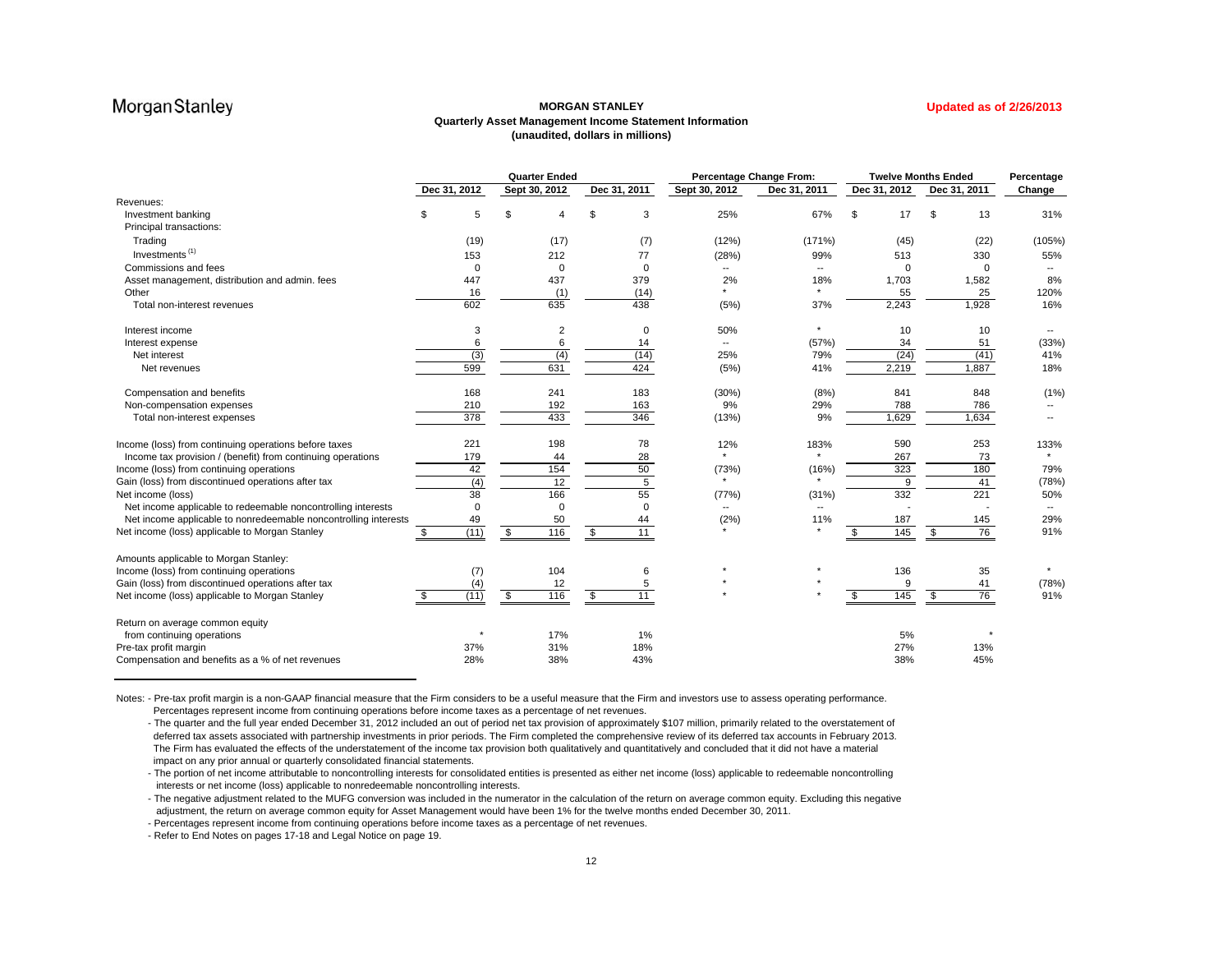Morgan Stanley

**Updated as of 2/26/2013**

# MORGAN STANLEY
## Quarterly Asset Management Income Statement Information
### (unaudited, dollars in millions)

| | Quarter Ended | | | Percentage Change From: | | Twelve Months Ended | | Percentage |
|---|---|---|---|---|---|---|---|---|
| | Dec 31, 2012 | Sept 30, 2012 | Dec 31, 2011 | Sept 30, 2012 | Dec 31, 2011 | Dec 31, 2012 | Dec 31, 2011 | Change |
| Revenues: | | | | | | | | |
| Investment banking | $ 5 | $ 4 | $ 3 | 25% | 67% | $ 17 | $ 13 | 31% |
| Principal transactions: | | | | | | | | |
| Trading | (19) | (17) | (7) | (12%) | (171%) | (45) | (22) | (105%) |
| Investments [(1)] | 153 | 212 | 77 | (28%) | 99% | 513 | 330 | 55% |
| Commissions and fees | 0 | 0 | 0 | -- | -- | 0 | 0 | -- |
| Asset management, distribution and admin. fees | 447 | 437 | 379 | 2% | 18% | 1,703 | 1,582 | 8% |
| Other | 16 | (1) | (14) | * | * | 55 | 25 | 120% |
| Total non-interest revenues | 602 | 635 | 438 | (5%) | 37% | 2,243 | 1,928 | 16% |
| | | | | | | | | |
| Interest income | 3 | 2 | 0 | 50% | * | 10 | 10 | -- |
| Interest expense | 6 | 6 | 14 | -- | (57%) | 34 | 51 | (33%) |
| Net interest | (3) | (4) | (14) | 25% | 79% | (24) | (41) | 41% |
| Net revenues | 599 | 631 | 424 | (5%) | 41% | 2,219 | 1,887 | 18% |
| | | | | | | | | |
| Compensation and benefits | 168 | 241 | 183 | (30%) | (8%) | 841 | 848 | (1%) |
| Non-compensation expenses | 210 | 192 | 163 | 9% | 29% | 788 | 786 | -- |
| Total non-interest expenses | 378 | 433 | 346 | (13%) | 9% | 1,629 | 1,634 | -- |
| | | | | | | | | |
| Income (loss) from continuing operations before taxes | 221 | 198 | 78 | 12% | 183% | 590 | 253 | 133% |
| Income tax provision / (benefit) from continuing operations | 179 | 44 | 28 | * | * | 267 | 73 | * |
| Income (loss) from continuing operations | 42 | 154 | 50 | (73%) | (16%) | 323 | 180 | 79% |
| Gain (loss) from discontinued operations after tax | (4) | 12 | 5 | * | * | 9 | 41 | (78%) |
| Net income (loss) | 38 | 166 | 55 | (77%) | (31%) | 332 | 221 | 50% |
| Net income applicable to redeemable noncontrolling interests | 0 | 0 | 0 | -- | -- | - | - | -- |
| Net income applicable to nonredeemable noncontrolling interests | 49 | 50 | 44 | (2%) | 11% | 187 | 145 | 29% |
| Net income (loss) applicable to Morgan Stanley | $ (11) | $ 116 | $ 11 | * | * | $ 145 | $ 76 | 91% |
| | | | | | | | | |
| Amounts applicable to Morgan Stanley: | | | | | | | | |
| Income (loss) from continuing operations | (7) | 104 | 6 | * | * | 136 | 35 | * |
| Gain (loss) from discontinued operations after tax | (4) | 12 | 5 | * | * | 9 | 41 | (78%) |
| Net income (loss) applicable to Morgan Stanley | $ (11) | $ 116 | $ 11 | * | * | $ 145 | $ 76 | 91% |
| | | | | | | | | |
| Return on average common equity | | | | | | | | |
| from continuing operations | * | 17% | 1% | | | 5% | * | |
| Pre-tax profit margin | 37% | 31% | 18% | | | 27% | 13% | |
| Compensation and benefits as a % of net revenues | 28% | 38% | 43% | | | 38% | 45% | |

Notes: - Pre-tax profit margin is a non-GAAP financial measure that the Firm considers to be a useful measure that the Firm and investors use to assess operating performance. Percentages represent income from continuing operations before income taxes as a percentage of net revenues.

- The quarter and the full year ended December 31, 2012 included an out of period net tax provision of approximately $107 million, primarily related to the overstatement of deferred tax assets associated with partnership investments in prior periods. The Firm completed the comprehensive review of its deferred tax accounts in February 2013. The Firm has evaluated the effects of the understatement of the income tax provision both qualitatively and quantitatively and concluded that it did not have a material impact on any prior annual or quarterly consolidated financial statements.
- The portion of net income attributable to noncontrolling interests for consolidated entities is presented as either net income (loss) applicable to redeemable noncontrolling interests or net income (loss) applicable to nonredeemable noncontrolling interests.
- The negative adjustment related to the MUFG conversion was included in the numerator in the calculation of the return on average common equity. Excluding this negative adjustment, the return on average common equity for Asset Management would have been 1% for the twelve months ended December 30, 2011.
- Percentages represent income from continuing operations before income taxes as a percentage of net revenues.
- Refer to End Notes on pages 17-18 and Legal Notice on page 19.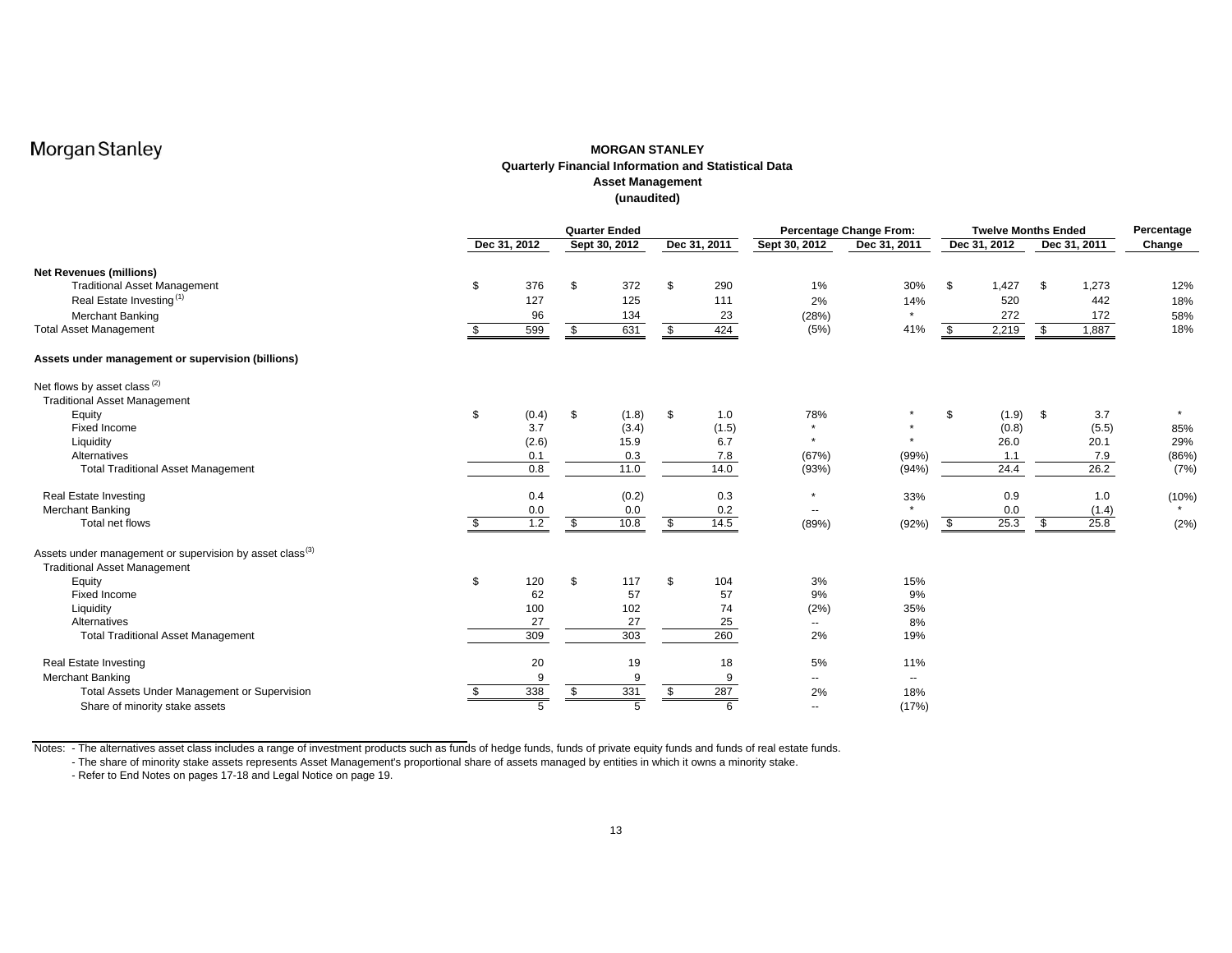Morgan Stanley

# MORGAN STANLEY
## Quarterly Financial Information and Statistical Data
## Asset Management
## (unaudited)

| | Quarter Ended | | | Percentage Change From: | | Twelve Months Ended | | Percentage |
|---|---|---|---|---|---|---|---|---|
| | Dec 31, 2012 | Sept 30, 2012 | Dec 31, 2011 | Sept 30, 2012 | Dec 31, 2011 | Dec 31, 2012 | Dec 31, 2011 | Change |
| **Net Revenues (millions)** | | | | | | | | |
| Traditional Asset Management | $ 376 | $ 372 | $ 290 | 1% | 30% | $ 1,427 | $ 1,273 | 12% |
| Real Estate Investing [(1)] | 127 | 125 | 111 | 2% | 14% | 520 | 442 | 18% |
| Merchant Banking | 96 | 134 | 23 | (28%) | * | 272 | 172 | 58% |
| Total Asset Management | $ 599 | $ 631 | $ 424 | (5%) | 41% | $ 2,219 | $ 1,887 | 18% |
| **Assets under management or supervision (billions)** | | | | | | | | |
| Net flows by asset class [(2)] | | | | | | | | |
| Traditional Asset Management | | | | | | | | |
| Equity | $ (0.4) | $ (1.8) | $ 1.0 | 78% | * | $ (1.9) | $ 3.7 | * |
| Fixed Income | 3.7 | (3.4) | (1.5) | * | * | (0.8) | (5.5) | 85% |
| Liquidity | (2.6) | 15.9 | 6.7 | * | * | 26.0 | 20.1 | 29% |
| Alternatives | 0.1 | 0.3 | 7.8 | (67%) | (99%) | 1.1 | 7.9 | (86%) |
| Total Traditional Asset Management | 0.8 | 11.0 | 14.0 | (93%) | (94%) | 24.4 | 26.2 | (7%) |
| Real Estate Investing | 0.4 | (0.2) | 0.3 | * | 33% | 0.9 | 1.0 | (10%) |
| Merchant Banking | 0.0 | 0.0 | 0.2 | -- | * | 0.0 | (1.4) | * |
| Total net flows | $ 1.2 | $ 10.8 | $ 14.5 | (89%) | (92%) | $ 25.3 | $ 25.8 | (2%) |
| Assets under management or supervision by asset class [(3)] | | | | | | | | |
| Traditional Asset Management | | | | | | | | |
| Equity | $ 120 | $ 117 | $ 104 | 3% | 15% | | | |
| Fixed Income | 62 | 57 | 57 | 9% | 9% | | | |
| Liquidity | 100 | 102 | 74 | (2%) | 35% | | | |
| Alternatives | 27 | 27 | 25 | -- | 8% | | | |
| Total Traditional Asset Management | 309 | 303 | 260 | 2% | 19% | | | |
| Real Estate Investing | 20 | 19 | 18 | 5% | 11% | | | |
| Merchant Banking | 9 | 9 | 9 | -- | -- | | | |
| Total Assets Under Management or Supervision | $ 338 | $ 331 | $ 287 | 2% | 18% | | | |
| Share of minority stake assets | 5 | 5 | 6 | -- | (17%) | | | |

Notes: - The alternatives asset class includes a range of investment products such as funds of hedge funds, funds of private equity funds and funds of real estate funds.
- The share of minority stake assets represents Asset Management's proportional share of assets managed by entities in which it owns a minority stake.
- Refer to End Notes on pages 17-18 and Legal Notice on page 19.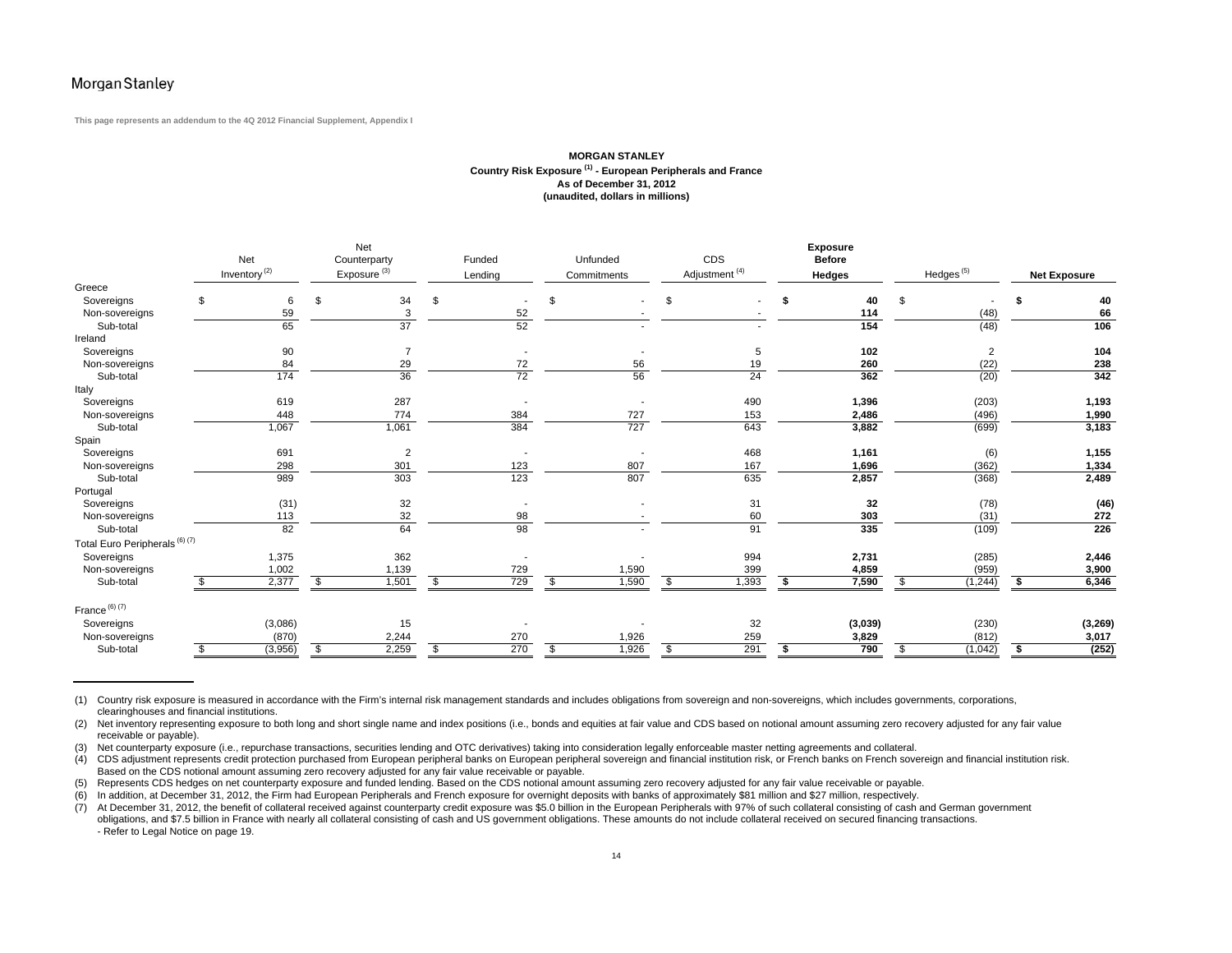Morgan Stanley

This page represents an addendum to the 4Q 2012 Financial Supplement, Appendix I

**MORGAN STANLEY**
**Country Risk Exposure [1] - European Peripherals and France**
**As of December 31, 2012**
**(unaudited, dollars in millions)**

| | Net Inventory [2] | Net Counterparty Exposure [3] | Funded Lending | Unfunded Commitments | CDS Adjustment [4] | **Exposure Before Hedges** | Hedges [5] | **Net Exposure** |
|---|---|---|---|---|---|---|---|---|
| Greece | | | | | | | | |
| Sovereigns | $ 6 | $ 34 | $ - | $ - | $ - | **$ 40** | $ - | **$ 40** |
| Non-sovereigns | 59 | 3 | 52 | - | - | **114** | (48) | **66** |
| Sub-total | 65 | 37 | 52 | - | - | **154** | (48) | **106** |
| Ireland | | | | | | | | |
| Sovereigns | 90 | 7 | - | - | 5 | **102** | 2 | **104** |
| Non-sovereigns | 84 | 29 | 72 | 56 | 19 | **260** | (22) | **238** |
| Sub-total | 174 | 36 | 72 | 56 | 24 | **362** | (20) | **342** |
| Italy | | | | | | | | |
| Sovereigns | 619 | 287 | - | - | 490 | **1,396** | (203) | **1,193** |
| Non-sovereigns | 448 | 774 | 384 | 727 | 153 | **2,486** | (496) | **1,990** |
| Sub-total | 1,067 | 1,061 | 384 | 727 | 643 | **3,882** | (699) | **3,183** |
| Spain | | | | | | | | |
| Sovereigns | 691 | 2 | - | - | 468 | **1,161** | (6) | **1,155** |
| Non-sovereigns | 298 | 301 | 123 | 807 | 167 | **1,696** | (362) | **1,334** |
| Sub-total | 989 | 303 | 123 | 807 | 635 | **2,857** | (368) | **2,489** |
| Portugal | | | | | | | | |
| Sovereigns | (31) | 32 | - | - | 31 | **32** | (78) | **(46)** |
| Non-sovereigns | 113 | 32 | 98 | - | 60 | **303** | (31) | **272** |
| Sub-total | 82 | 64 | 98 | - | 91 | **335** | (109) | **226** |
| Total Euro Peripherals [6] [7] | | | | | | | | |
| Sovereigns | 1,375 | 362 | - | - | 994 | **2,731** | (285) | **2,446** |
| Non-sovereigns | 1,002 | 1,139 | 729 | 1,590 | 399 | **4,859** | (959) | **3,900** |
| Sub-total | $ 2,377 | $ 1,501 | $ 729 | $ 1,590 | $ 1,393 | **$ 7,590** | $ (1,244) | **$ 6,346** |
| France [6] [7] | | | | | | | | |
| Sovereigns | (3,086) | 15 | - | - | 32 | **(3,039)** | (230) | **(3,269)** |
| Non-sovereigns | (870) | 2,244 | 270 | 1,926 | 259 | **3,829** | (812) | **3,017** |
| Sub-total | $ (3,956) | $ 2,259 | $ 270 | $ 1,926 | $ 291 | **$ 790** | $ (1,042) | **$ (252)** |

(1) Country risk exposure is measured in accordance with the Firm's internal risk management standards and includes obligations from sovereign and non-sovereigns, which includes governments, corporations, clearinghouses and financial institutions.

(2) Net inventory representing exposure to both long and short single name and index positions (i.e., bonds and equities at fair value and CDS based on notional amount assuming zero recovery adjusted for any fair value receivable or payable).

(3) Net counterparty exposure (i.e., repurchase transactions, securities lending and OTC derivatives) taking into consideration legally enforceable master netting agreements and collateral.

(4) CDS adjustment represents credit protection purchased from European peripheral banks on European peripheral sovereign and financial institution risk, or French banks on French sovereign and financial institution risk. Based on the CDS notional amount assuming zero recovery adjusted for any fair value receivable or payable.

(5) Represents CDS hedges on net counterparty exposure and funded lending. Based on the CDS notional amount assuming zero recovery adjusted for any fair value receivable or payable.

(6) In addition, at December 31, 2012, the Firm had European Peripherals and French exposure for overnight deposits with banks of approximately $81 million and $27 million, respectively.

(7) At December 31, 2012, the benefit of collateral received against counterparty credit exposure was $5.0 billion in the European Peripherals with 97% of such collateral consisting of cash and German government obligations, and $7.5 billion in France with nearly all collateral consisting of cash and US government obligations. These amounts do not include collateral received on secured financing transactions.

- Refer to Legal Notice on page 19.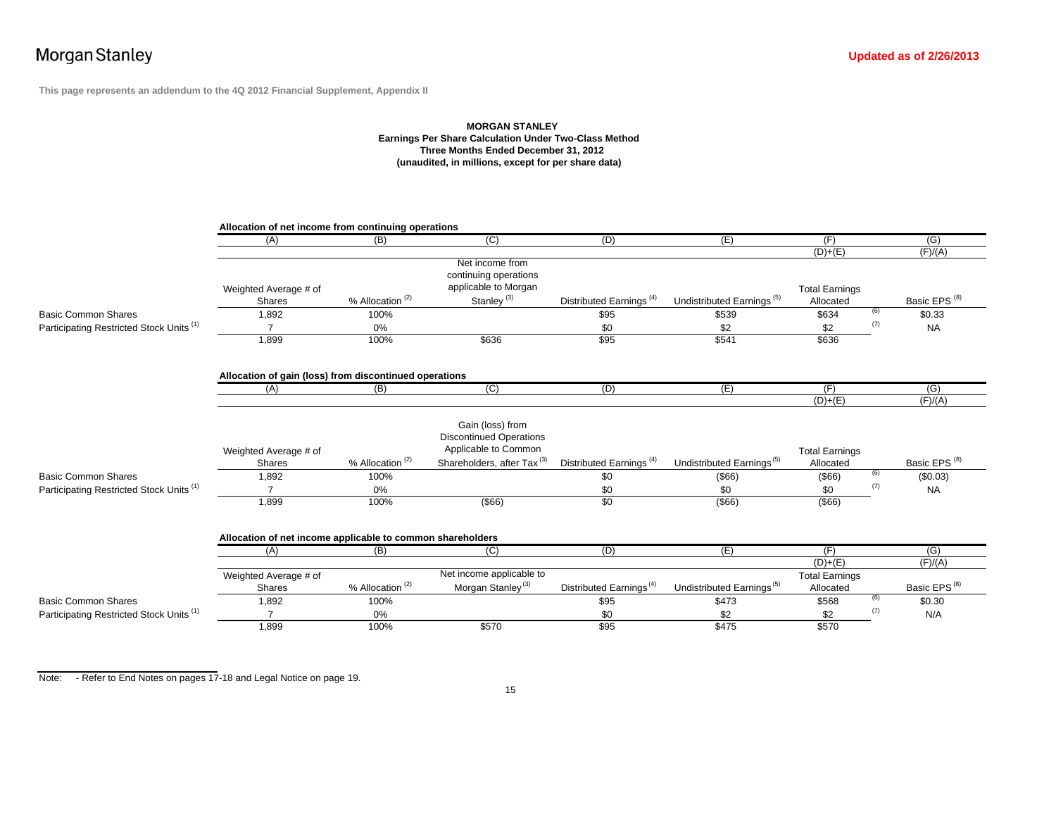Morgan Stanley

**Updated as of 2/26/2013**

**This page represents an addendum to the 4Q 2012 Financial Supplement, Appendix II**

**MORGAN STANLEY**
**Earnings Per Share Calculation Under Two-Class Method**
**Three Months Ended December 31, 2012**
**(unaudited, in millions, except for per share data)**

**Allocation of net income from continuing operations**

| | (A) | (B) | (C) | (D) | (E) | (F) | | (G) |
|---|---|---|---|---|---|---|---|---|
| | | | | | | (D)+(E) | | (F)/(A) |
| | Weighted Average # of Shares | % Allocation [2] | Net income from continuing operations applicable to Morgan Stanley [3] | Distributed Earnings [4] | Undistributed Earnings [5] | Total Earnings Allocated | | Basic EPS [8] |
| Basic Common Shares | 1,892 | 100% | | $95 | $539 | $634 | [6] | $0.33 |
| Participating Restricted Stock Units [1] | 7 | 0% | | $0 | $2 | $2 | [7] | NA |
| | 1,899 | 100% | $636 | $95 | $541 | $636 | | |

**Allocation of gain (loss) from discontinued operations**

| | (A) | (B) | (C) | (D) | (E) | (F) | | (G) |
|---|---|---|---|---|---|---|---|---|
| | | | | | | (D)+(E) | | (F)/(A) |
| | Weighted Average # of Shares | % Allocation [2] | Gain (loss) from Discontinued Operations Applicable to Common Shareholders, after Tax [3] | Distributed Earnings [4] | Undistributed Earnings [5] | Total Earnings Allocated | | Basic EPS [8] |
| Basic Common Shares | 1,892 | 100% | | $0 | ($66) | ($66) | [6] | ($0.03) |
| Participating Restricted Stock Units [1] | 7 | 0% | | $0 | $0 | $0 | [7] | NA |
| | 1,899 | 100% | ($66) | $0 | ($66) | ($66) | | |

**Allocation of net income applicable to common shareholders**

| | (A) | (B) | (C) | (D) | (E) | (F) | | (G) |
|---|---|---|---|---|---|---|---|---|
| | | | | | | (D)+(E) | | (F)/(A) |
| | Weighted Average # of Shares | % Allocation [2] | Net income applicable to Morgan Stanley [3] | Distributed Earnings [4] | Undistributed Earnings [5] | Total Earnings Allocated | | Basic EPS [8] |
| Basic Common Shares | 1,892 | 100% | | $95 | $473 | $568 | [6] | $0.30 |
| Participating Restricted Stock Units [1] | 7 | 0% | | $0 | $2 | $2 | [7] | N/A |
| | 1,899 | 100% | $570 | $95 | $475 | $570 | | |

Note: - Refer to End Notes on pages 17-18 and Legal Notice on page 19.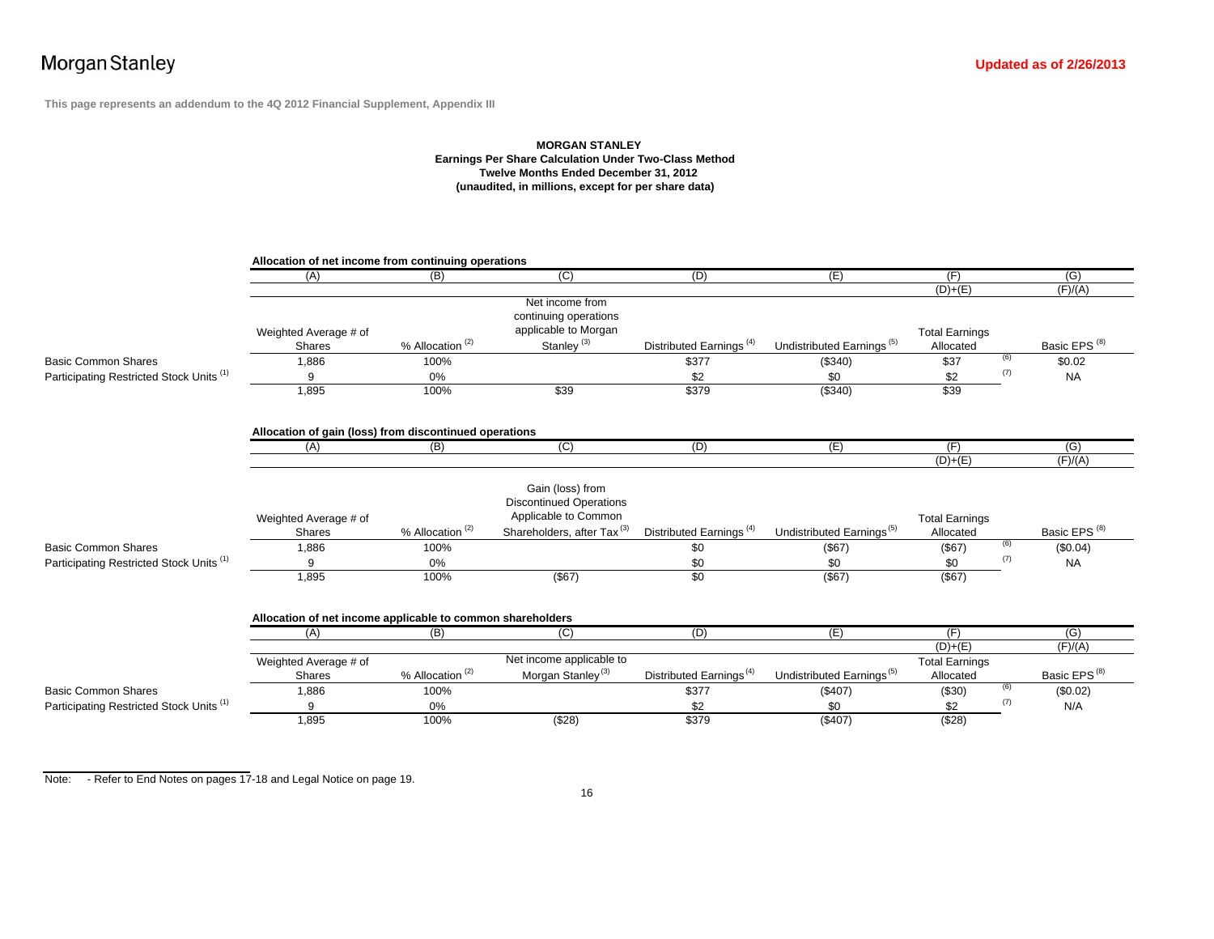Morgan Stanley

**Updated as of 2/26/2013**

**This page represents an addendum to the 4Q 2012 Financial Supplement, Appendix III**

**MORGAN STANLEY**
**Earnings Per Share Calculation Under Two-Class Method**
**Twelve Months Ended December 31, 2012**
**(unaudited, in millions, except for per share data)**

**Allocation of net income from continuing operations**

| | (A) | (B) | (C) | (D) | (E) | (F) | | (G) |
|---|---|---|---|---|---|---|---|---|
| | | | | | | (D)+(E) | | (F)/(A) |
| | Weighted Average # of Shares | % Allocation [2] | Net income from continuing operations applicable to Morgan Stanley [3] | Distributed Earnings [4] | Undistributed Earnings [5] | Total Earnings Allocated | | Basic EPS [8] |
| Basic Common Shares | 1,886 | 100% | | $377 | ($340) | $37 | (6) | $0.02 |
| Participating Restricted Stock Units [1] | 9 | 0% | | $2 | $0 | $2 | (7) | NA |
| | 1,895 | 100% | $39 | $379 | ($340) | $39 | | |

**Allocation of gain (loss) from discontinued operations**

| | (A) | (B) | (C) | (D) | (E) | (F) | | (G) |
|---|---|---|---|---|---|---|---|---|
| | | | | | | (D)+(E) | | (F)/(A) |
| | Weighted Average # of Shares | % Allocation [2] | Gain (loss) from Discontinued Operations Applicable to Common Shareholders, after Tax [3] | Distributed Earnings [4] | Undistributed Earnings [5] | Total Earnings Allocated | | Basic EPS [8] |
| Basic Common Shares | 1,886 | 100% | | $0 | ($67) | ($67) | (6) | ($0.04) |
| Participating Restricted Stock Units [1] | 9 | 0% | | $0 | $0 | $0 | (7) | NA |
| | 1,895 | 100% | ($67) | $0 | ($67) | ($67) | | |

**Allocation of net income applicable to common shareholders**

| | (A) | (B) | (C) | (D) | (E) | (F) | | (G) |
|---|---|---|---|---|---|---|---|---|
| | | | | | | (D)+(E) | | (F)/(A) |
| | Weighted Average # of Shares | % Allocation [2] | Net income applicable to Morgan Stanley [3] | Distributed Earnings [4] | Undistributed Earnings [5] | Total Earnings Allocated | | Basic EPS [8] |
| Basic Common Shares | 1,886 | 100% | | $377 | ($407) | ($30) | (6) | ($0.02) |
| Participating Restricted Stock Units [1] | 9 | 0% | | $2 | $0 | $2 | (7) | N/A |
| | 1,895 | 100% | ($28) | $379 | ($407) | ($28) | | |

Note: - Refer to End Notes on pages 17-18 and Legal Notice on page 19.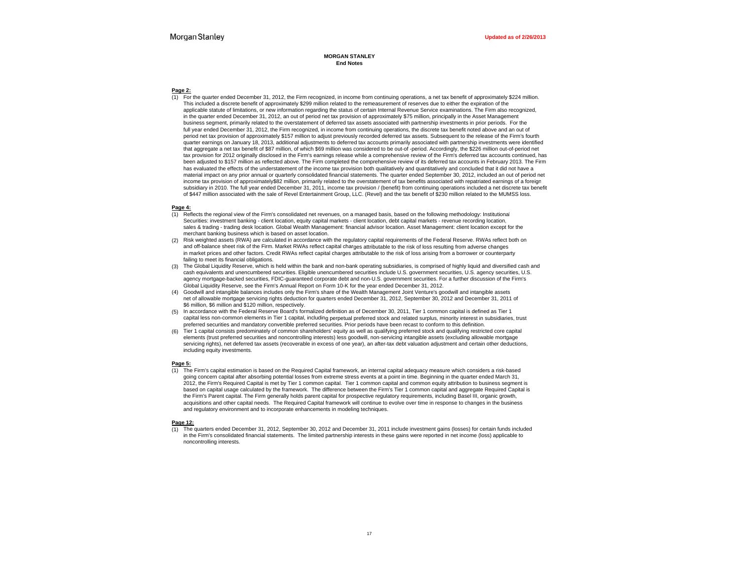**MORGAN STANLEY**
**End Notes**

**Page 2:**

(1) For the quarter ended December 31, 2012, the Firm recognized, in income from continuing operations, a net tax benefit of approximately $224 million. This included a discrete benefit of approximately $299 million related to the remeasurement of reserves due to either the expiration of the applicable statute of limitations, or new information regarding the status of certain Internal Revenue Service examinations. The Firm also recognized, in the quarter ended December 31, 2012, an out of period net tax provision of approximately $75 million, principally in the Asset Management business segment, primarily related to the overstatement of deferred tax assets associated with partnership investments in prior periods. For the full year ended December 31, 2012, the Firm recognized, in income from continuing operations, the discrete tax benefit noted above and an out of period net tax provision of approximately $157 million to adjust previously recorded deferred tax assets. Subsequent to the release of the Firm's fourth quarter earnings on January 18, 2013, additional adjustments to deferred tax accounts primarily associated with partnership investments were identified that aggregate a net tax benefit of $87 million, of which $69 million was considered to be out-of -period. Accordingly, the $226 million out-of-period net tax provision for 2012 originally disclosed in the Firm's earnings release while a comprehensive review of the Firm's deferred tax accounts continued, has been adjusted to $157 million as reflected above. The Firm completed the comprehensive review of its deferred tax accounts in February 2013. The Firm has evaluated the effects of the understatement of the income tax provision both qualitatively and quantitatively and concluded that it did not have a material impact on any prior annual or quarterly consolidated financial statements. The quarter ended September 30, 2012, included an out of period net income tax provision of approximately$82 million, primarily related to the overstatement of tax benefits associated with repatriated earnings of a foreign subsidiary in 2010. The full year ended December 31, 2011, income tax provision / (benefit) from continuing operations included a net discrete tax benefit of $447 million associated with the sale of Revel Entertainment Group, LLC. (Revel) and the tax benefit of $230 million related to the MUMSS loss.

**Page 4:**

(1) Reflects the regional view of the Firm's consolidated net revenues, on a managed basis, based on the following methodology: Institutional Securities: investment banking - client location, equity capital markets - client location, debt capital markets - revenue recording location, sales & trading - trading desk location. Global Wealth Management: financial advisor location. Asset Management: client location except for the merchant banking business which is based on asset location.

(2) Risk weighted assets (RWA) are calculated in accordance with the regulatory capital requirements of the Federal Reserve. RWAs reflect both on and off-balance sheet risk of the Firm. Market RWAs reflect capital charges attributable to the risk of loss resulting from adverse changes in market prices and other factors. Credit RWAs reflect capital charges attributable to the risk of loss arising from a borrower or counterparty failing to meet its financial obligations.

(3) The Global Liquidity Reserve, which is held within the bank and non-bank operating subsidiaries, is comprised of highly liquid and diversified cash and cash equivalents and unencumbered securities. Eligible unencumbered securities include U.S. government securities, U.S. agency securities, U.S. agency mortgage-backed securities, FDIC-guaranteed corporate debt and non-U.S. government securities. For a further discussion of the Firm's Global Liquidity Reserve, see the Firm's Annual Report on Form 10-K for the year ended December 31, 2012.

(4) Goodwill and intangible balances includes only the Firm's share of the Wealth Management Joint Venture's goodwill and intangible assets net of allowable mortgage servicing rights deduction for quarters ended December 31, 2012, September 30, 2012 and December 31, 2011 of $6 million, $6 million and $120 million, respectively.

(5) In accordance with the Federal Reserve Board's formalized definition as of December 30, 2011, Tier 1 common capital is defined as Tier 1 capital less non-common elements in Tier 1 capital, including perpetual preferred stock and related surplus, minority interest in subsidiaries, trust preferred securities and mandatory convertible preferred securities. Prior periods have been recast to conform to this definition.

(6) Tier 1 capital consists predominately of common shareholders' equity as well as qualifying preferred stock and qualifying restricted core capital elements (trust preferred securities and noncontrolling interests) less goodwill, non-servicing intangible assets (excluding allowable mortgage servicing rights), net deferred tax assets (recoverable in excess of one year), an after-tax debt valuation adjustment and certain other deductions, including equity investments.

**Page 5:**

(1) The Firm's capital estimation is based on the Required Capital framework, an internal capital adequacy measure which considers a risk-based going concern capital after absorbing potential losses from extreme stress events at a point in time. Beginning in the quarter ended March 31, 2012, the Firm's Required Capital is met by Tier 1 common capital. Tier 1 common capital and common equity attribution to business segment is based on capital usage calculated by the framework. The difference between the Firm's Tier 1 common capital and aggregate Required Capital is the Firm's Parent capital. The Firm generally holds parent capital for prospective regulatory requirements, including Basel III, organic growth, acquisitions and other capital needs. The Required Capital framework will continue to evolve over time in response to changes in the business and regulatory environment and to incorporate enhancements in modeling techniques.

**Page 12:**

(1) The quarters ended December 31, 2012, September 30, 2012 and December 31, 2011 include investment gains (losses) for certain funds included in the Firm's consolidated financial statements. The limited partnership interests in these gains were reported in net income (loss) applicable to noncontrolling interests.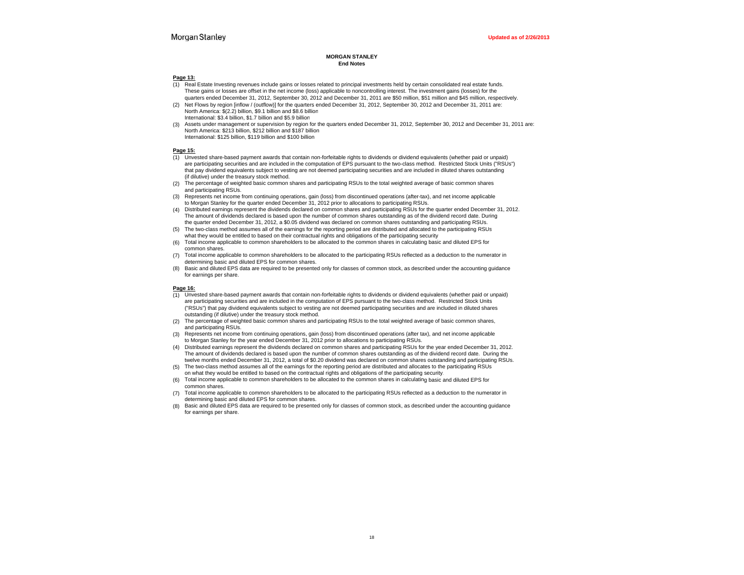Morgan Stanley

Updated as of 2/26/2013

**MORGAN STANLEY**
**End Notes**

**Page 13:**

(1) Real Estate Investing revenues include gains or losses related to principal investments held by certain consolidated real estate funds. These gains or losses are offset in the net income (loss) applicable to noncontrolling interest. The investment gains (losses) for the quarters ended December 31, 2012, September 30, 2012 and December 31, 2011 are $50 million, $51 million and $45 million, respectively.

(2) Net Flows by region [inflow / (outflow)] for the quarters ended December 31, 2012, September 30, 2012 and December 31, 2011 are:
North America: $(2.2) billion, $9.1 billion and $8.6 billion
International: $3.4 billion, $1.7 billion and $5.9 billion

(3) Assets under management or supervision by region for the quarters ended December 31, 2012, September 30, 2012 and December 31, 2011 are:
North America: $213 billion, $212 billion and $187 billion
International: $125 billion, $119 billion and $100 billion

**Page 15:**

(1) Unvested share-based payment awards that contain non-forfeitable rights to dividends or dividend equivalents (whether paid or unpaid) are participating securities and are included in the computation of EPS pursuant to the two-class method. Restricted Stock Units ("RSUs") that pay dividend equivalents subject to vesting are not deemed participating securities and are included in diluted shares outstanding (if dilutive) under the treasury stock method.

(2) The percentage of weighted basic common shares and participating RSUs to the total weighted average of basic common shares and participating RSUs.

(3) Represents net income from continuing operations, gain (loss) from discontinued operations (after-tax), and net income applicable to Morgan Stanley for the quarter ended December 31, 2012 prior to allocations to participating RSUs.

(4) Distributed earnings represent the dividends declared on common shares and participating RSUs for the quarter ended December 31, 2012. The amount of dividends declared is based upon the number of common shares outstanding as of the dividend record date. During the quarter ended December 31, 2012, a $0.05 dividend was declared on common shares outstanding and participating RSUs.

(5) The two-class method assumes all of the earnings for the reporting period are distributed and allocated to the participating RSUs what they would be entitled to based on their contractual rights and obligations of the participating security

(6) Total income applicable to common shareholders to be allocated to the common shares in calculating basic and diluted EPS for common shares.

(7) Total income applicable to common shareholders to be allocated to the participating RSUs reflected as a deduction to the numerator in determining basic and diluted EPS for common shares.

(8) Basic and diluted EPS data are required to be presented only for classes of common stock, as described under the accounting guidance for earnings per share.

**Page 16:**

(1) Unvested share-based payment awards that contain non-forfeitable rights to dividends or dividend equivalents (whether paid or unpaid) are participating securities and are included in the computation of EPS pursuant to the two-class method. Restricted Stock Units ("RSUs") that pay dividend equivalents subject to vesting are not deemed participating securities and are included in diluted shares outstanding (if dilutive) under the treasury stock method.

(2) The percentage of weighted basic common shares and participating RSUs to the total weighted average of basic common shares, and participating RSUs.

(3) Represents net income from continuing operations, gain (loss) from discontinued operations (after tax), and net income applicable to Morgan Stanley for the year ended December 31, 2012 prior to allocations to participating RSUs.

(4) Distributed earnings represent the dividends declared on common shares and participating RSUs for the year ended December 31, 2012. The amount of dividends declared is based upon the number of common shares outstanding as of the dividend record date. During the twelve months ended December 31, 2012, a total of $0.20 dividend was declared on common shares outstanding and participating RSUs.

(5) The two-class method assumes all of the earnings for the reporting period are distributed and allocates to the participating RSUs on what they would be entitled to based on the contractual rights and obligations of the participating security.

(6) Total income applicable to common shareholders to be allocated to the common shares in calculating basic and diluted EPS for common shares.

(7) Total income applicable to common shareholders to be allocated to the participating RSUs reflected as a deduction to the numerator in determining basic and diluted EPS for common shares.

(8) Basic and diluted EPS data are required to be presented only for classes of common stock, as described under the accounting guidance for earnings per share.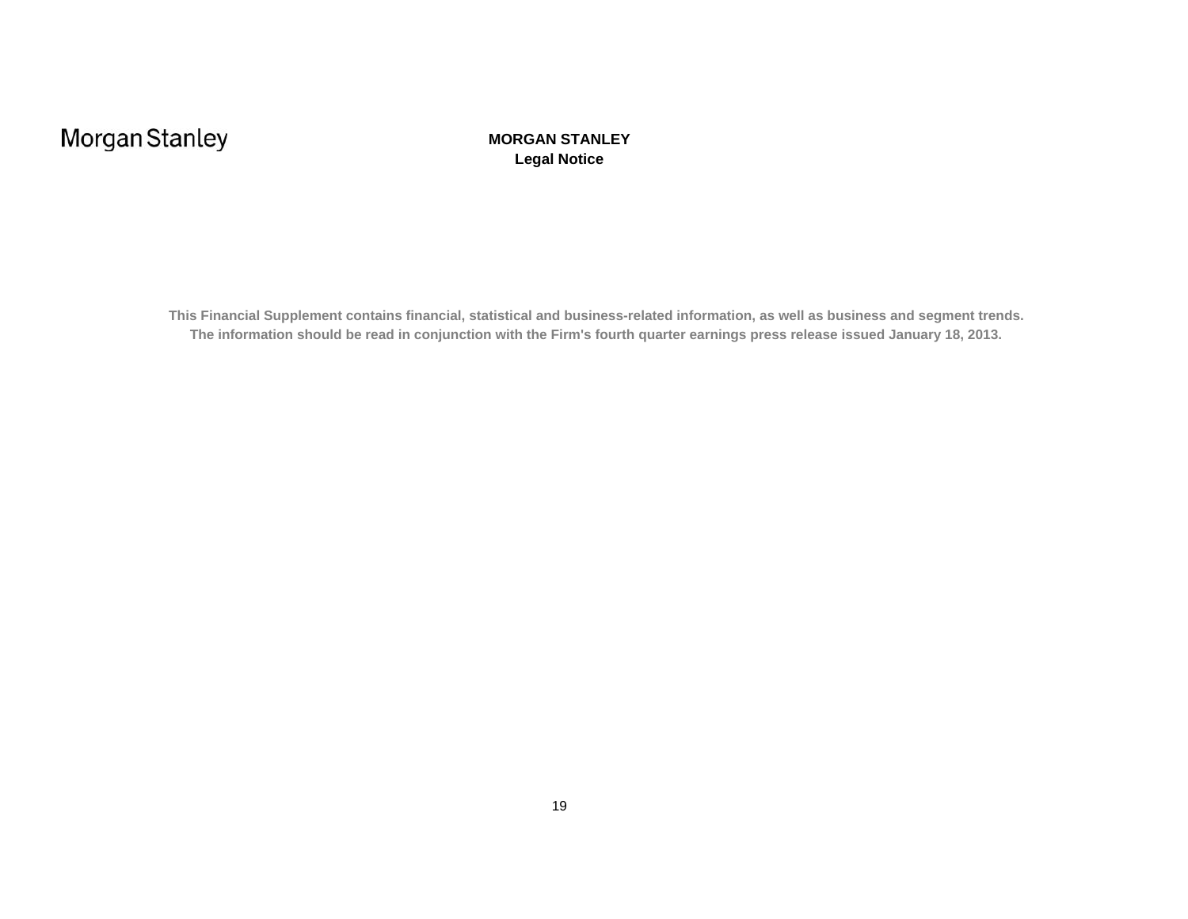Morgan Stanley

# MORGAN STANLEY
## Legal Notice

**This Financial Supplement contains financial, statistical and business-related information, as well as business and segment trends. The information should be read in conjunction with the Firm's fourth quarter earnings press release issued January 18, 2013.**